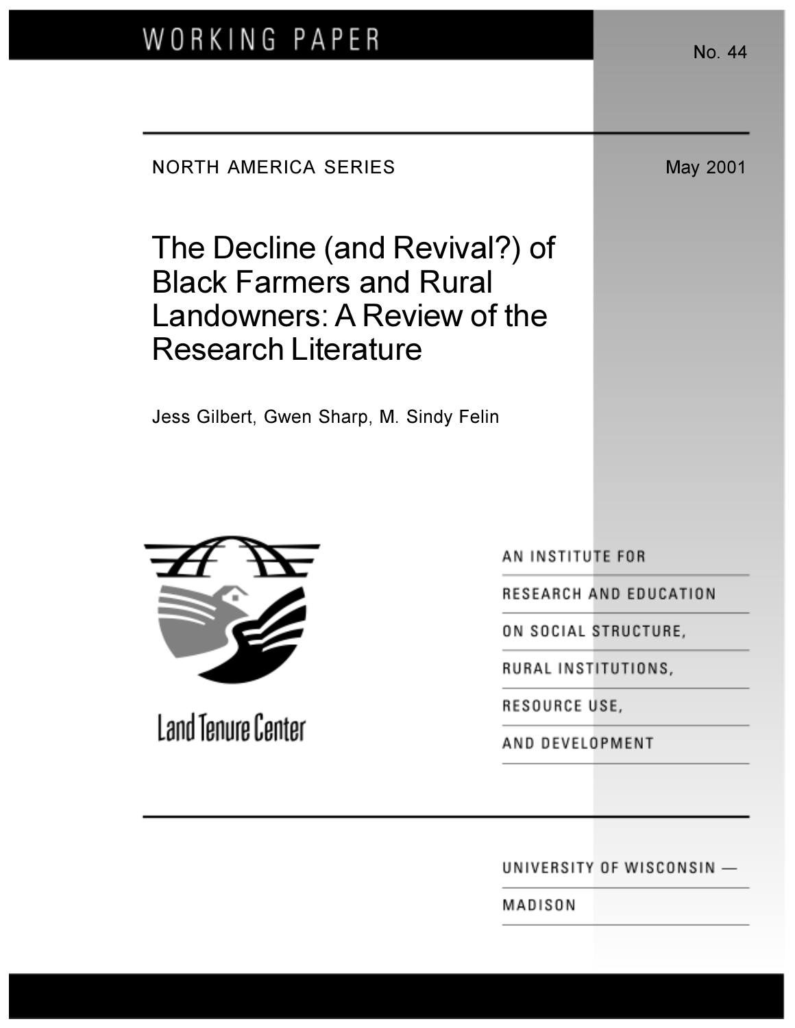WORKING PAPER

No. 44

NORTH AMERICA SERIES

May 2001

# The Decline (and Revival?) of Black Farmers and Rural Landowners: A Review of the Research Literature

Jess Gilbert, Gwen Sharp, M. Sindy Felin

Land Tenure Center

AN INSTITUTE FOR RESEARCH AND EDUCATION ON SOCIAL STRUCTURE, RURAL INSTITUTIONS, RESOURCE USE, AND DEVELOPMENT

UNIVERSITY OF WISCONSIN — MADISON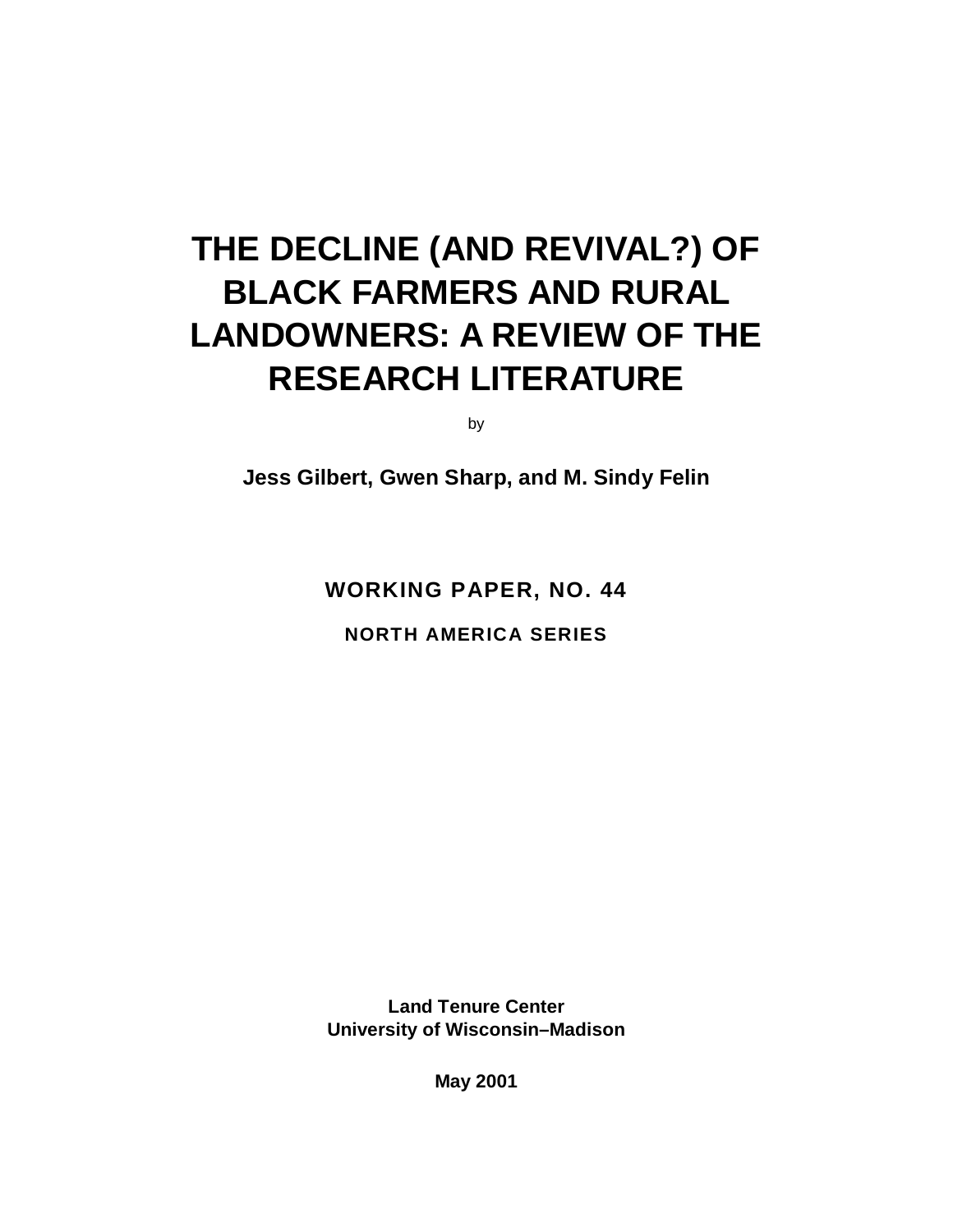# THE DECLINE (AND REVIVAL?) OF BLACK FARMERS AND RURAL LANDOWNERS: A REVIEW OF THE RESEARCH LITERATURE

by

**Jess Gilbert, Gwen Sharp, and M. Sindy Felin**

**WORKING PAPER, NO. 44**

**NORTH AMERICA SERIES**

**Land Tenure Center**
**University of Wisconsin–Madison**

**May 2001**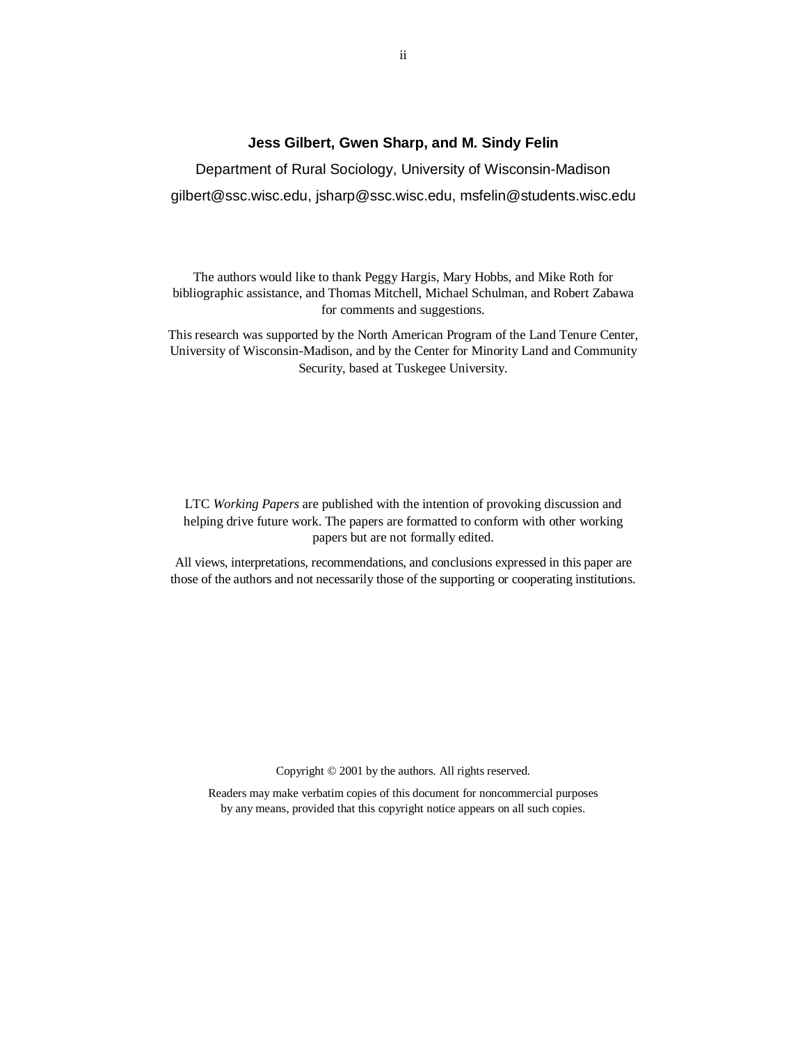**Jess Gilbert, Gwen Sharp, and M. Sindy Felin**

Department of Rural Sociology, University of Wisconsin-Madison

gilbert@ssc.wisc.edu, jsharp@ssc.wisc.edu, msfelin@students.wisc.edu

The authors would like to thank Peggy Hargis, Mary Hobbs, and Mike Roth for bibliographic assistance, and Thomas Mitchell, Michael Schulman, and Robert Zabawa for comments and suggestions.

This research was supported by the North American Program of the Land Tenure Center, University of Wisconsin-Madison, and by the Center for Minority Land and Community Security, based at Tuskegee University.

LTC *Working Papers* are published with the intention of provoking discussion and helping drive future work. The papers are formatted to conform with other working papers but are not formally edited.

All views, interpretations, recommendations, and conclusions expressed in this paper are those of the authors and not necessarily those of the supporting or cooperating institutions.

Copyright © 2001 by the authors. All rights reserved.

Readers may make verbatim copies of this document for noncommercial purposes by any means, provided that this copyright notice appears on all such copies.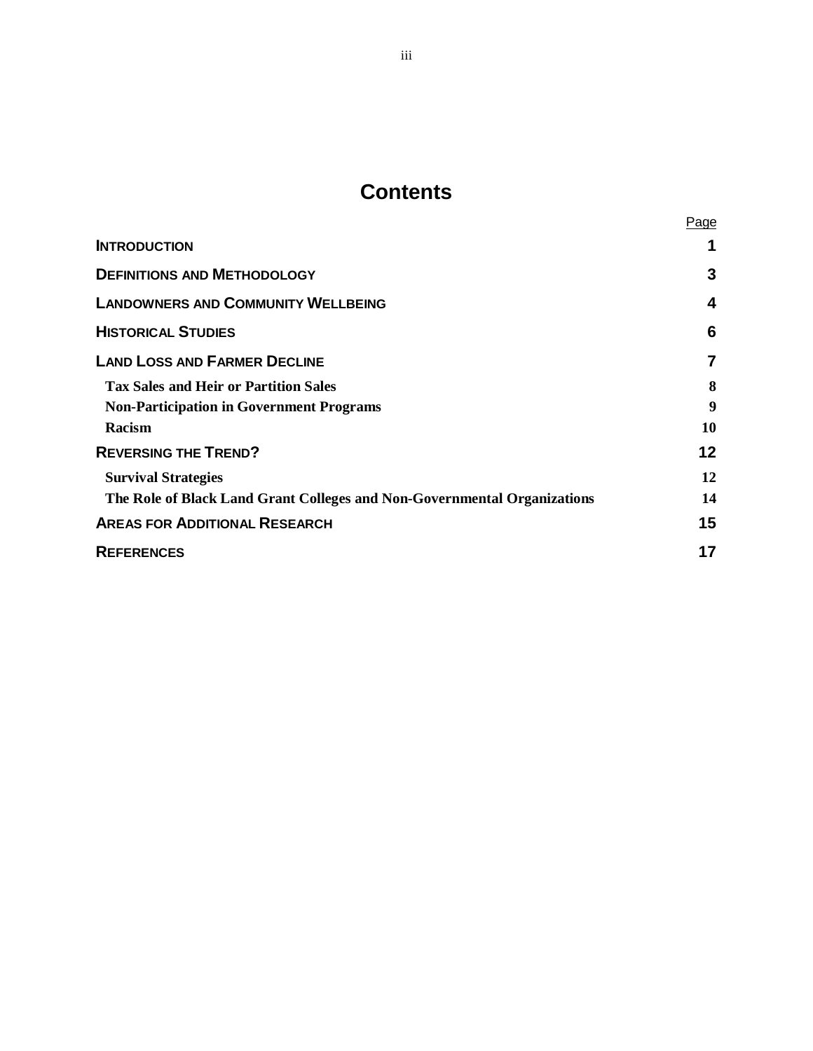# Contents

| | Page |
|---|---|
| **INTRODUCTION** | **1** |
| **DEFINITIONS AND METHODOLOGY** | **3** |
| **LANDOWNERS AND COMMUNITY WELLBEING** | **4** |
| **HISTORICAL STUDIES** | **6** |
| **LAND LOSS AND FARMER DECLINE** | **7** |
| **Tax Sales and Heir or Partition Sales** | **8** |
| **Non-Participation in Government Programs** | **9** |
| **Racism** | **10** |
| **REVERSING THE TREND?** | **12** |
| **Survival Strategies** | **12** |
| **The Role of Black Land Grant Colleges and Non-Governmental Organizations** | **14** |
| **AREAS FOR ADDITIONAL RESEARCH** | **15** |
| **REFERENCES** | **17** |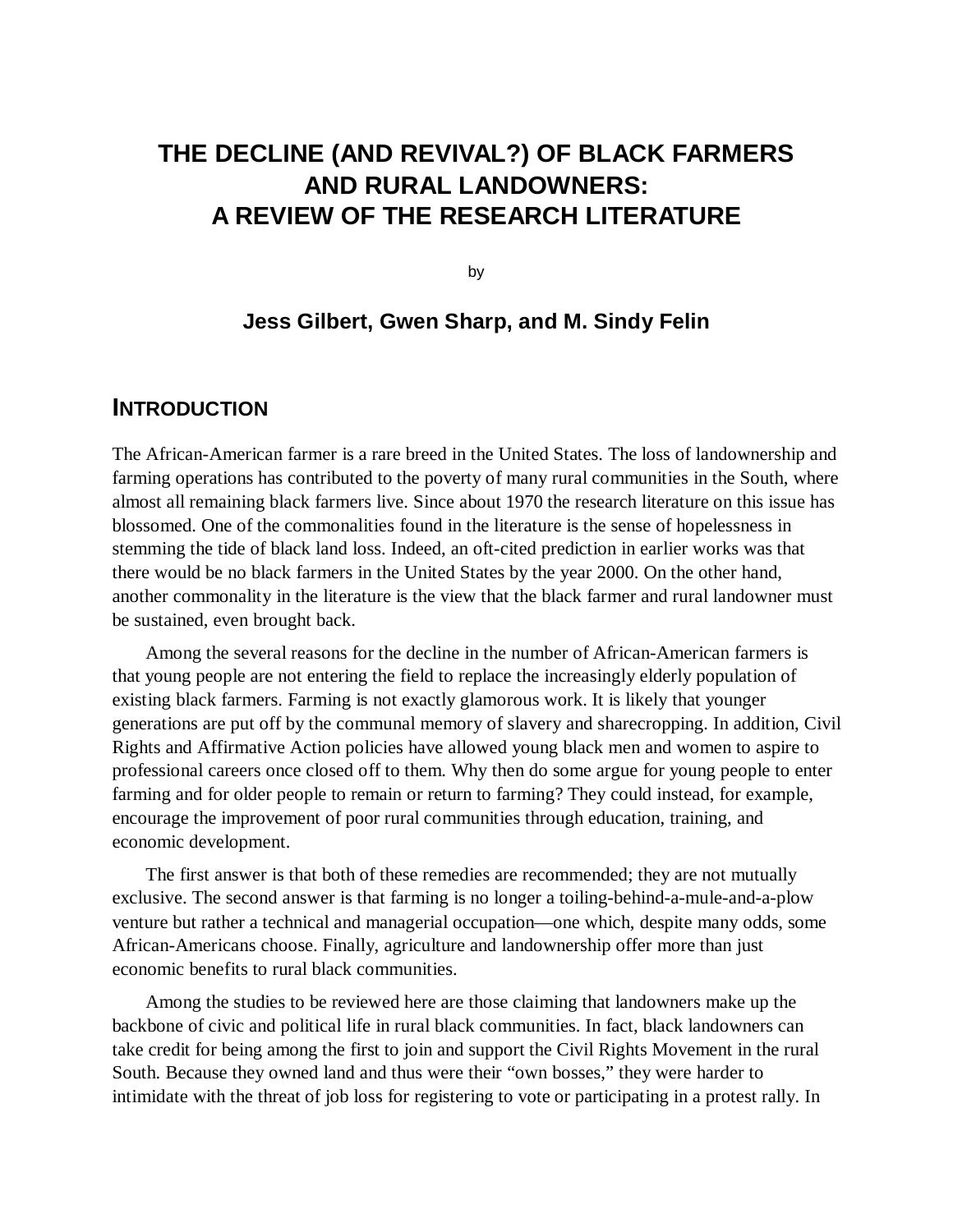# THE DECLINE (AND REVIVAL?) OF BLACK FARMERS AND RURAL LANDOWNERS: A REVIEW OF THE RESEARCH LITERATURE

by

**Jess Gilbert, Gwen Sharp, and M. Sindy Felin**

## INTRODUCTION

The African-American farmer is a rare breed in the United States. The loss of landownership and farming operations has contributed to the poverty of many rural communities in the South, where almost all remaining black farmers live. Since about 1970 the research literature on this issue has blossomed. One of the commonalities found in the literature is the sense of hopelessness in stemming the tide of black land loss. Indeed, an oft-cited prediction in earlier works was that there would be no black farmers in the United States by the year 2000. On the other hand, another commonality in the literature is the view that the black farmer and rural landowner must be sustained, even brought back.

Among the several reasons for the decline in the number of African-American farmers is that young people are not entering the field to replace the increasingly elderly population of existing black farmers. Farming is not exactly glamorous work. It is likely that younger generations are put off by the communal memory of slavery and sharecropping. In addition, Civil Rights and Affirmative Action policies have allowed young black men and women to aspire to professional careers once closed off to them. Why then do some argue for young people to enter farming and for older people to remain or return to farming? They could instead, for example, encourage the improvement of poor rural communities through education, training, and economic development.

The first answer is that both of these remedies are recommended; they are not mutually exclusive. The second answer is that farming is no longer a toiling-behind-a-mule-and-a-plow venture but rather a technical and managerial occupation—one which, despite many odds, some African-Americans choose. Finally, agriculture and landownership offer more than just economic benefits to rural black communities.

Among the studies to be reviewed here are those claiming that landowners make up the backbone of civic and political life in rural black communities. In fact, black landowners can take credit for being among the first to join and support the Civil Rights Movement in the rural South. Because they owned land and thus were their "own bosses," they were harder to intimidate with the threat of job loss for registering to vote or participating in a protest rally. In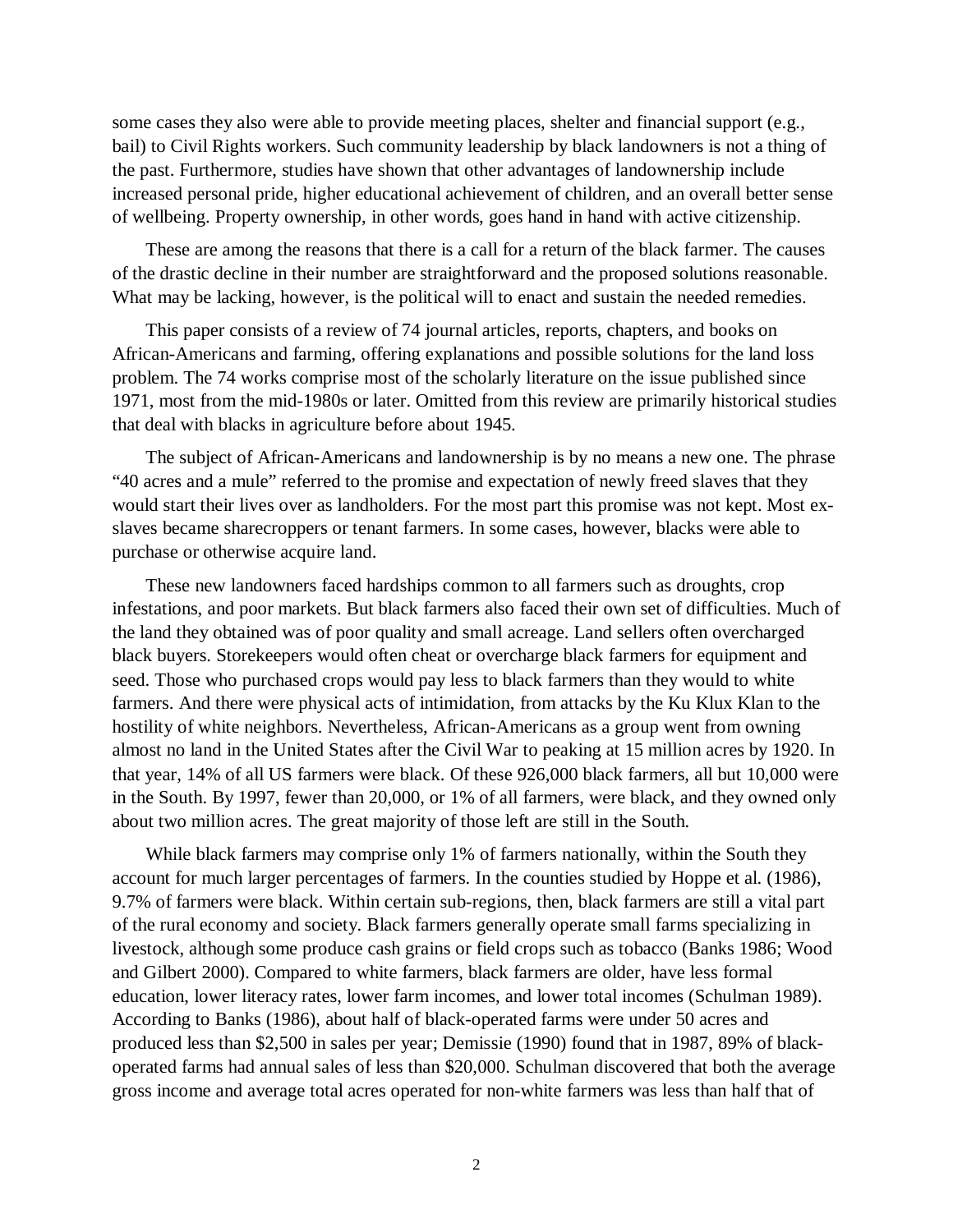some cases they also were able to provide meeting places, shelter and financial support (e.g., bail) to Civil Rights workers. Such community leadership by black landowners is not a thing of the past. Furthermore, studies have shown that other advantages of landownership include increased personal pride, higher educational achievement of children, and an overall better sense of wellbeing. Property ownership, in other words, goes hand in hand with active citizenship.

These are among the reasons that there is a call for a return of the black farmer. The causes of the drastic decline in their number are straightforward and the proposed solutions reasonable. What may be lacking, however, is the political will to enact and sustain the needed remedies.

This paper consists of a review of 74 journal articles, reports, chapters, and books on African-Americans and farming, offering explanations and possible solutions for the land loss problem. The 74 works comprise most of the scholarly literature on the issue published since 1971, most from the mid-1980s or later. Omitted from this review are primarily historical studies that deal with blacks in agriculture before about 1945.

The subject of African-Americans and landownership is by no means a new one. The phrase "40 acres and a mule" referred to the promise and expectation of newly freed slaves that they would start their lives over as landholders. For the most part this promise was not kept. Most ex-slaves became sharecroppers or tenant farmers. In some cases, however, blacks were able to purchase or otherwise acquire land.

These new landowners faced hardships common to all farmers such as droughts, crop infestations, and poor markets. But black farmers also faced their own set of difficulties. Much of the land they obtained was of poor quality and small acreage. Land sellers often overcharged black buyers. Storekeepers would often cheat or overcharge black farmers for equipment and seed. Those who purchased crops would pay less to black farmers than they would to white farmers. And there were physical acts of intimidation, from attacks by the Ku Klux Klan to the hostility of white neighbors. Nevertheless, African-Americans as a group went from owning almost no land in the United States after the Civil War to peaking at 15 million acres by 1920. In that year, 14% of all US farmers were black. Of these 926,000 black farmers, all but 10,000 were in the South. By 1997, fewer than 20,000, or 1% of all farmers, were black, and they owned only about two million acres. The great majority of those left are still in the South.

While black farmers may comprise only 1% of farmers nationally, within the South they account for much larger percentages of farmers. In the counties studied by Hoppe et al. (1986), 9.7% of farmers were black. Within certain sub-regions, then, black farmers are still a vital part of the rural economy and society. Black farmers generally operate small farms specializing in livestock, although some produce cash grains or field crops such as tobacco (Banks 1986; Wood and Gilbert 2000). Compared to white farmers, black farmers are older, have less formal education, lower literacy rates, lower farm incomes, and lower total incomes (Schulman 1989). According to Banks (1986), about half of black-operated farms were under 50 acres and produced less than $2,500 in sales per year; Demissie (1990) found that in 1987, 89% of black-operated farms had annual sales of less than $20,000. Schulman discovered that both the average gross income and average total acres operated for non-white farmers was less than half that of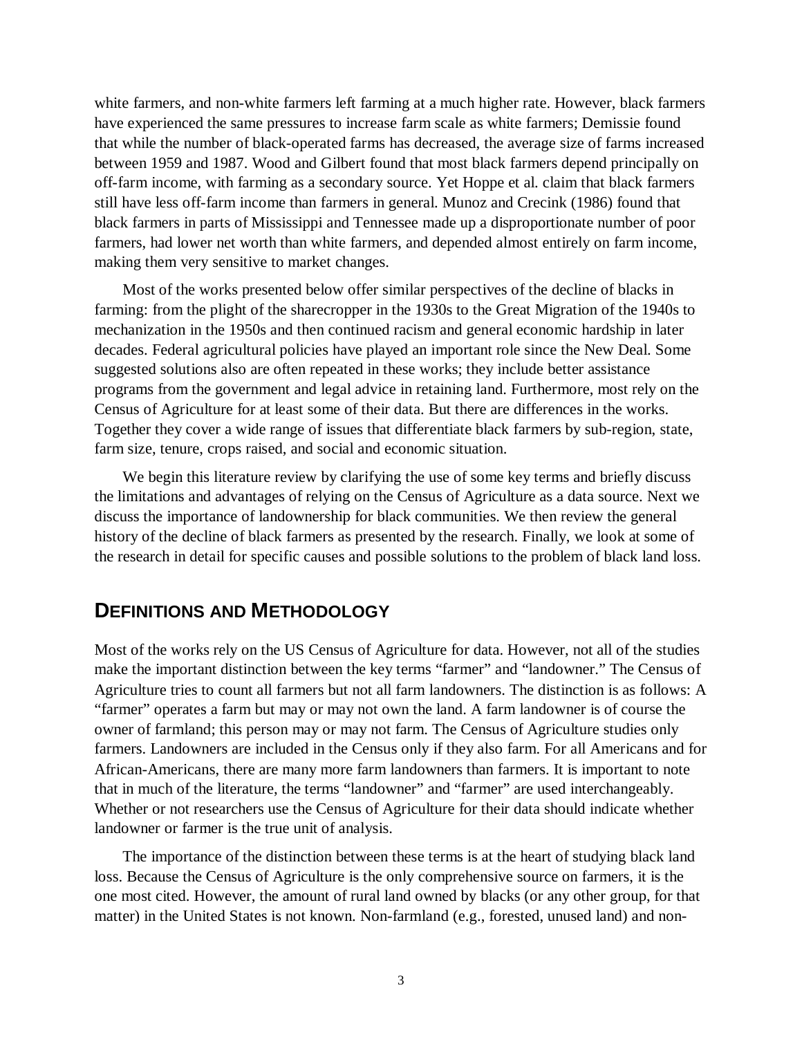white farmers, and non-white farmers left farming at a much higher rate. However, black farmers have experienced the same pressures to increase farm scale as white farmers; Demissie found that while the number of black-operated farms has decreased, the average size of farms increased between 1959 and 1987. Wood and Gilbert found that most black farmers depend principally on off-farm income, with farming as a secondary source. Yet Hoppe et al. claim that black farmers still have less off-farm income than farmers in general. Munoz and Crecink (1986) found that black farmers in parts of Mississippi and Tennessee made up a disproportionate number of poor farmers, had lower net worth than white farmers, and depended almost entirely on farm income, making them very sensitive to market changes.

Most of the works presented below offer similar perspectives of the decline of blacks in farming: from the plight of the sharecropper in the 1930s to the Great Migration of the 1940s to mechanization in the 1950s and then continued racism and general economic hardship in later decades. Federal agricultural policies have played an important role since the New Deal. Some suggested solutions also are often repeated in these works; they include better assistance programs from the government and legal advice in retaining land. Furthermore, most rely on the Census of Agriculture for at least some of their data. But there are differences in the works. Together they cover a wide range of issues that differentiate black farmers by sub-region, state, farm size, tenure, crops raised, and social and economic situation.

We begin this literature review by clarifying the use of some key terms and briefly discuss the limitations and advantages of relying on the Census of Agriculture as a data source. Next we discuss the importance of landownership for black communities. We then review the general history of the decline of black farmers as presented by the research. Finally, we look at some of the research in detail for specific causes and possible solutions to the problem of black land loss.

## DEFINITIONS AND METHODOLOGY

Most of the works rely on the US Census of Agriculture for data. However, not all of the studies make the important distinction between the key terms "farmer" and "landowner." The Census of Agriculture tries to count all farmers but not all farm landowners. The distinction is as follows: A "farmer" operates a farm but may or may not own the land. A farm landowner is of course the owner of farmland; this person may or may not farm. The Census of Agriculture studies only farmers. Landowners are included in the Census only if they also farm. For all Americans and for African-Americans, there are many more farm landowners than farmers. It is important to note that in much of the literature, the terms "landowner" and "farmer" are used interchangeably. Whether or not researchers use the Census of Agriculture for their data should indicate whether landowner or farmer is the true unit of analysis.

The importance of the distinction between these terms is at the heart of studying black land loss. Because the Census of Agriculture is the only comprehensive source on farmers, it is the one most cited. However, the amount of rural land owned by blacks (or any other group, for that matter) in the United States is not known. Non-farmland (e.g., forested, unused land) and non-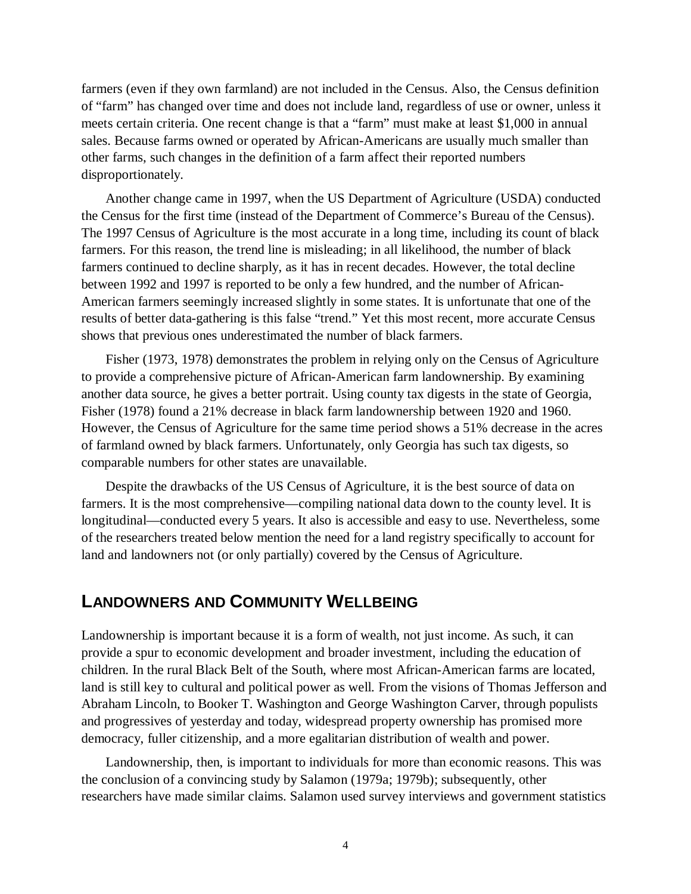farmers (even if they own farmland) are not included in the Census. Also, the Census definition of “farm” has changed over time and does not include land, regardless of use or owner, unless it meets certain criteria. One recent change is that a “farm” must make at least $1,000 in annual sales. Because farms owned or operated by African-Americans are usually much smaller than other farms, such changes in the definition of a farm affect their reported numbers disproportionately.

Another change came in 1997, when the US Department of Agriculture (USDA) conducted the Census for the first time (instead of the Department of Commerce’s Bureau of the Census). The 1997 Census of Agriculture is the most accurate in a long time, including its count of black farmers. For this reason, the trend line is misleading; in all likelihood, the number of black farmers continued to decline sharply, as it has in recent decades. However, the total decline between 1992 and 1997 is reported to be only a few hundred, and the number of African-American farmers seemingly increased slightly in some states. It is unfortunate that one of the results of better data-gathering is this false “trend.” Yet this most recent, more accurate Census shows that previous ones underestimated the number of black farmers.

Fisher (1973, 1978) demonstrates the problem in relying only on the Census of Agriculture to provide a comprehensive picture of African-American farm landownership. By examining another data source, he gives a better portrait. Using county tax digests in the state of Georgia, Fisher (1978) found a 21% decrease in black farm landownership between 1920 and 1960. However, the Census of Agriculture for the same time period shows a 51% decrease in the acres of farmland owned by black farmers. Unfortunately, only Georgia has such tax digests, so comparable numbers for other states are unavailable.

Despite the drawbacks of the US Census of Agriculture, it is the best source of data on farmers. It is the most comprehensive—compiling national data down to the county level. It is longitudinal—conducted every 5 years. It also is accessible and easy to use. Nevertheless, some of the researchers treated below mention the need for a land registry specifically to account for land and landowners not (or only partially) covered by the Census of Agriculture.

## LANDOWNERS AND COMMUNITY WELLBEING

Landownership is important because it is a form of wealth, not just income. As such, it can provide a spur to economic development and broader investment, including the education of children. In the rural Black Belt of the South, where most African-American farms are located, land is still key to cultural and political power as well. From the visions of Thomas Jefferson and Abraham Lincoln, to Booker T. Washington and George Washington Carver, through populists and progressives of yesterday and today, widespread property ownership has promised more democracy, fuller citizenship, and a more egalitarian distribution of wealth and power.

Landownership, then, is important to individuals for more than economic reasons. This was the conclusion of a convincing study by Salamon (1979a; 1979b); subsequently, other researchers have made similar claims. Salamon used survey interviews and government statistics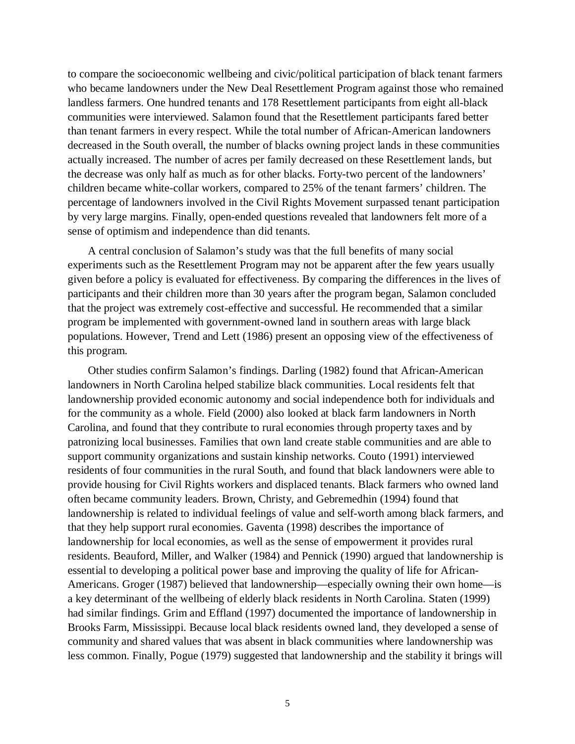to compare the socioeconomic wellbeing and civic/political participation of black tenant farmers who became landowners under the New Deal Resettlement Program against those who remained landless farmers. One hundred tenants and 178 Resettlement participants from eight all-black communities were interviewed. Salamon found that the Resettlement participants fared better than tenant farmers in every respect. While the total number of African-American landowners decreased in the South overall, the number of blacks owning project lands in these communities actually increased. The number of acres per family decreased on these Resettlement lands, but the decrease was only half as much as for other blacks. Forty-two percent of the landowners' children became white-collar workers, compared to 25% of the tenant farmers' children. The percentage of landowners involved in the Civil Rights Movement surpassed tenant participation by very large margins. Finally, open-ended questions revealed that landowners felt more of a sense of optimism and independence than did tenants.

A central conclusion of Salamon's study was that the full benefits of many social experiments such as the Resettlement Program may not be apparent after the few years usually given before a policy is evaluated for effectiveness. By comparing the differences in the lives of participants and their children more than 30 years after the program began, Salamon concluded that the project was extremely cost-effective and successful. He recommended that a similar program be implemented with government-owned land in southern areas with large black populations. However, Trend and Lett (1986) present an opposing view of the effectiveness of this program.

Other studies confirm Salamon's findings. Darling (1982) found that African-American landowners in North Carolina helped stabilize black communities. Local residents felt that landownership provided economic autonomy and social independence both for individuals and for the community as a whole. Field (2000) also looked at black farm landowners in North Carolina, and found that they contribute to rural economies through property taxes and by patronizing local businesses. Families that own land create stable communities and are able to support community organizations and sustain kinship networks. Couto (1991) interviewed residents of four communities in the rural South, and found that black landowners were able to provide housing for Civil Rights workers and displaced tenants. Black farmers who owned land often became community leaders. Brown, Christy, and Gebremedhin (1994) found that landownership is related to individual feelings of value and self-worth among black farmers, and that they help support rural economies. Gaventa (1998) describes the importance of landownership for local economies, as well as the sense of empowerment it provides rural residents. Beauford, Miller, and Walker (1984) and Pennick (1990) argued that landownership is essential to developing a political power base and improving the quality of life for African-Americans. Groger (1987) believed that landownership—especially owning their own home—is a key determinant of the wellbeing of elderly black residents in North Carolina. Staten (1999) had similar findings. Grim and Effland (1997) documented the importance of landownership in Brooks Farm, Mississippi. Because local black residents owned land, they developed a sense of community and shared values that was absent in black communities where landownership was less common. Finally, Pogue (1979) suggested that landownership and the stability it brings will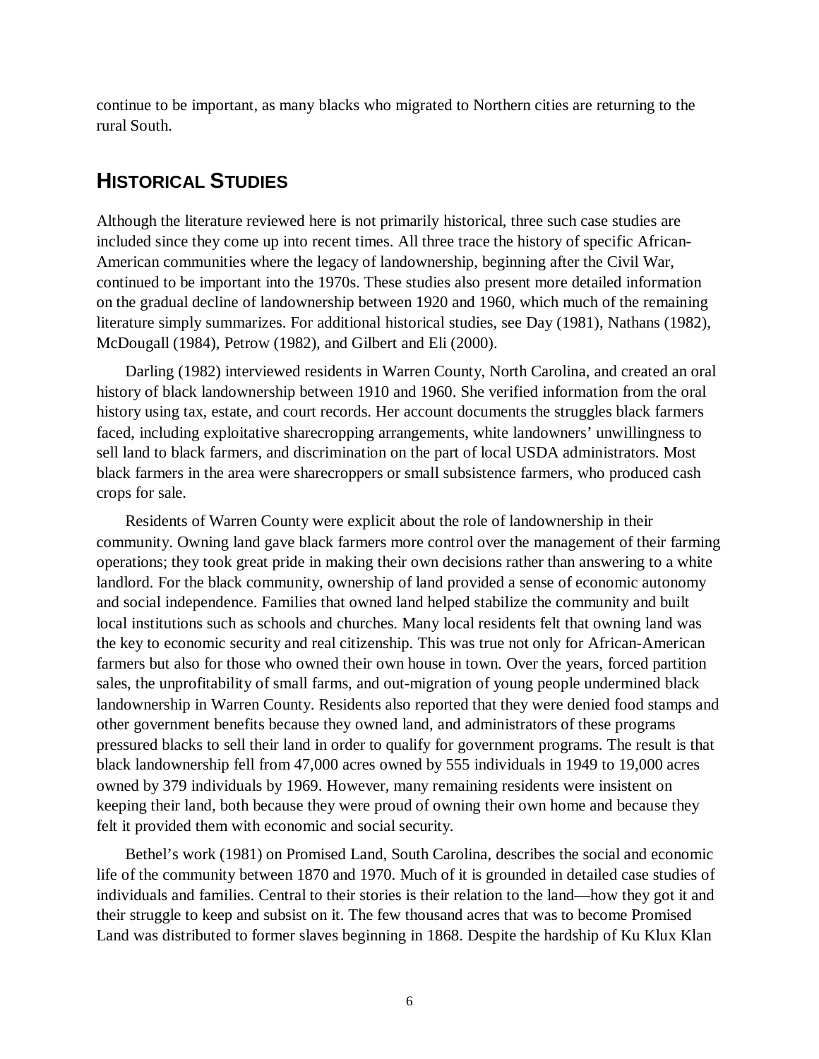continue to be important, as many blacks who migrated to Northern cities are returning to the rural South.

## Historical Studies

Although the literature reviewed here is not primarily historical, three such case studies are included since they come up into recent times. All three trace the history of specific African-American communities where the legacy of landownership, beginning after the Civil War, continued to be important into the 1970s. These studies also present more detailed information on the gradual decline of landownership between 1920 and 1960, which much of the remaining literature simply summarizes. For additional historical studies, see Day (1981), Nathans (1982), McDougall (1984), Petrow (1982), and Gilbert and Eli (2000).

Darling (1982) interviewed residents in Warren County, North Carolina, and created an oral history of black landownership between 1910 and 1960. She verified information from the oral history using tax, estate, and court records. Her account documents the struggles black farmers faced, including exploitative sharecropping arrangements, white landowners' unwillingness to sell land to black farmers, and discrimination on the part of local USDA administrators. Most black farmers in the area were sharecroppers or small subsistence farmers, who produced cash crops for sale.

Residents of Warren County were explicit about the role of landownership in their community. Owning land gave black farmers more control over the management of their farming operations; they took great pride in making their own decisions rather than answering to a white landlord. For the black community, ownership of land provided a sense of economic autonomy and social independence. Families that owned land helped stabilize the community and built local institutions such as schools and churches. Many local residents felt that owning land was the key to economic security and real citizenship. This was true not only for African-American farmers but also for those who owned their own house in town. Over the years, forced partition sales, the unprofitability of small farms, and out-migration of young people undermined black landownership in Warren County. Residents also reported that they were denied food stamps and other government benefits because they owned land, and administrators of these programs pressured blacks to sell their land in order to qualify for government programs. The result is that black landownership fell from 47,000 acres owned by 555 individuals in 1949 to 19,000 acres owned by 379 individuals by 1969. However, many remaining residents were insistent on keeping their land, both because they were proud of owning their own home and because they felt it provided them with economic and social security.

Bethel's work (1981) on Promised Land, South Carolina, describes the social and economic life of the community between 1870 and 1970. Much of it is grounded in detailed case studies of individuals and families. Central to their stories is their relation to the land—how they got it and their struggle to keep and subsist on it. The few thousand acres that was to become Promised Land was distributed to former slaves beginning in 1868. Despite the hardship of Ku Klux Klan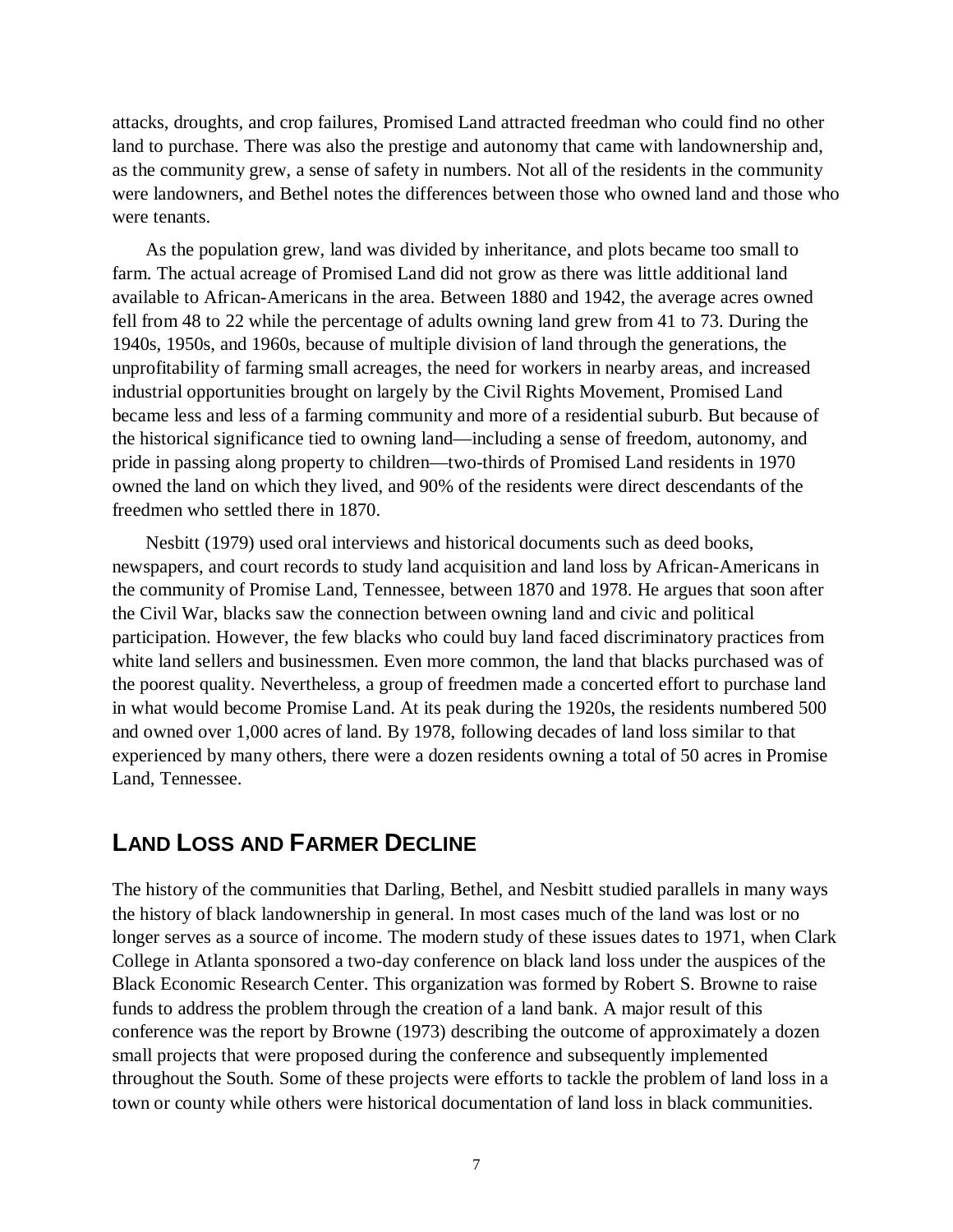attacks, droughts, and crop failures, Promised Land attracted freedman who could find no other land to purchase. There was also the prestige and autonomy that came with landownership and, as the community grew, a sense of safety in numbers. Not all of the residents in the community were landowners, and Bethel notes the differences between those who owned land and those who were tenants.

As the population grew, land was divided by inheritance, and plots became too small to farm. The actual acreage of Promised Land did not grow as there was little additional land available to African-Americans in the area. Between 1880 and 1942, the average acres owned fell from 48 to 22 while the percentage of adults owning land grew from 41 to 73. During the 1940s, 1950s, and 1960s, because of multiple division of land through the generations, the unprofitability of farming small acreages, the need for workers in nearby areas, and increased industrial opportunities brought on largely by the Civil Rights Movement, Promised Land became less and less of a farming community and more of a residential suburb. But because of the historical significance tied to owning land—including a sense of freedom, autonomy, and pride in passing along property to children—two-thirds of Promised Land residents in 1970 owned the land on which they lived, and 90% of the residents were direct descendants of the freedmen who settled there in 1870.

Nesbitt (1979) used oral interviews and historical documents such as deed books, newspapers, and court records to study land acquisition and land loss by African-Americans in the community of Promise Land, Tennessee, between 1870 and 1978. He argues that soon after the Civil War, blacks saw the connection between owning land and civic and political participation. However, the few blacks who could buy land faced discriminatory practices from white land sellers and businessmen. Even more common, the land that blacks purchased was of the poorest quality. Nevertheless, a group of freedmen made a concerted effort to purchase land in what would become Promise Land. At its peak during the 1920s, the residents numbered 500 and owned over 1,000 acres of land. By 1978, following decades of land loss similar to that experienced by many others, there were a dozen residents owning a total of 50 acres in Promise Land, Tennessee.

## LAND LOSS AND FARMER DECLINE

The history of the communities that Darling, Bethel, and Nesbitt studied parallels in many ways the history of black landownership in general. In most cases much of the land was lost or no longer serves as a source of income. The modern study of these issues dates to 1971, when Clark College in Atlanta sponsored a two-day conference on black land loss under the auspices of the Black Economic Research Center. This organization was formed by Robert S. Browne to raise funds to address the problem through the creation of a land bank. A major result of this conference was the report by Browne (1973) describing the outcome of approximately a dozen small projects that were proposed during the conference and subsequently implemented throughout the South. Some of these projects were efforts to tackle the problem of land loss in a town or county while others were historical documentation of land loss in black communities.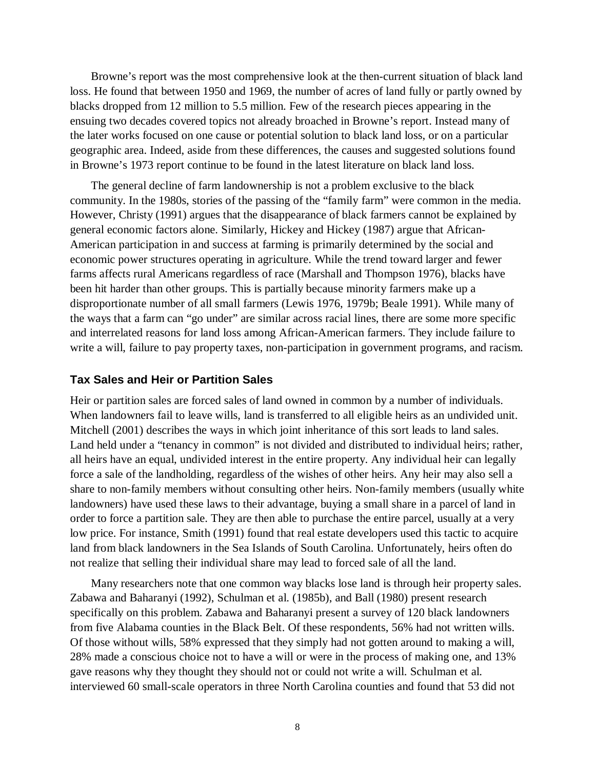Browne's report was the most comprehensive look at the then-current situation of black land loss. He found that between 1950 and 1969, the number of acres of land fully or partly owned by blacks dropped from 12 million to 5.5 million. Few of the research pieces appearing in the ensuing two decades covered topics not already broached in Browne's report. Instead many of the later works focused on one cause or potential solution to black land loss, or on a particular geographic area. Indeed, aside from these differences, the causes and suggested solutions found in Browne's 1973 report continue to be found in the latest literature on black land loss.

The general decline of farm landownership is not a problem exclusive to the black community. In the 1980s, stories of the passing of the "family farm" were common in the media. However, Christy (1991) argues that the disappearance of black farmers cannot be explained by general economic factors alone. Similarly, Hickey and Hickey (1987) argue that African-American participation in and success at farming is primarily determined by the social and economic power structures operating in agriculture. While the trend toward larger and fewer farms affects rural Americans regardless of race (Marshall and Thompson 1976), blacks have been hit harder than other groups. This is partially because minority farmers make up a disproportionate number of all small farmers (Lewis 1976, 1979b; Beale 1991). While many of the ways that a farm can "go under" are similar across racial lines, there are some more specific and interrelated reasons for land loss among African-American farmers. They include failure to write a will, failure to pay property taxes, non-participation in government programs, and racism.

### Tax Sales and Heir or Partition Sales

Heir or partition sales are forced sales of land owned in common by a number of individuals. When landowners fail to leave wills, land is transferred to all eligible heirs as an undivided unit. Mitchell (2001) describes the ways in which joint inheritance of this sort leads to land sales. Land held under a "tenancy in common" is not divided and distributed to individual heirs; rather, all heirs have an equal, undivided interest in the entire property. Any individual heir can legally force a sale of the landholding, regardless of the wishes of other heirs. Any heir may also sell a share to non-family members without consulting other heirs. Non-family members (usually white landowners) have used these laws to their advantage, buying a small share in a parcel of land in order to force a partition sale. They are then able to purchase the entire parcel, usually at a very low price. For instance, Smith (1991) found that real estate developers used this tactic to acquire land from black landowners in the Sea Islands of South Carolina. Unfortunately, heirs often do not realize that selling their individual share may lead to forced sale of all the land.

Many researchers note that one common way blacks lose land is through heir property sales. Zabawa and Baharanyi (1992), Schulman et al. (1985b), and Ball (1980) present research specifically on this problem. Zabawa and Baharanyi present a survey of 120 black landowners from five Alabama counties in the Black Belt. Of these respondents, 56% had not written wills. Of those without wills, 58% expressed that they simply had not gotten around to making a will, 28% made a conscious choice not to have a will or were in the process of making one, and 13% gave reasons why they thought they should not or could not write a will. Schulman et al. interviewed 60 small-scale operators in three North Carolina counties and found that 53 did not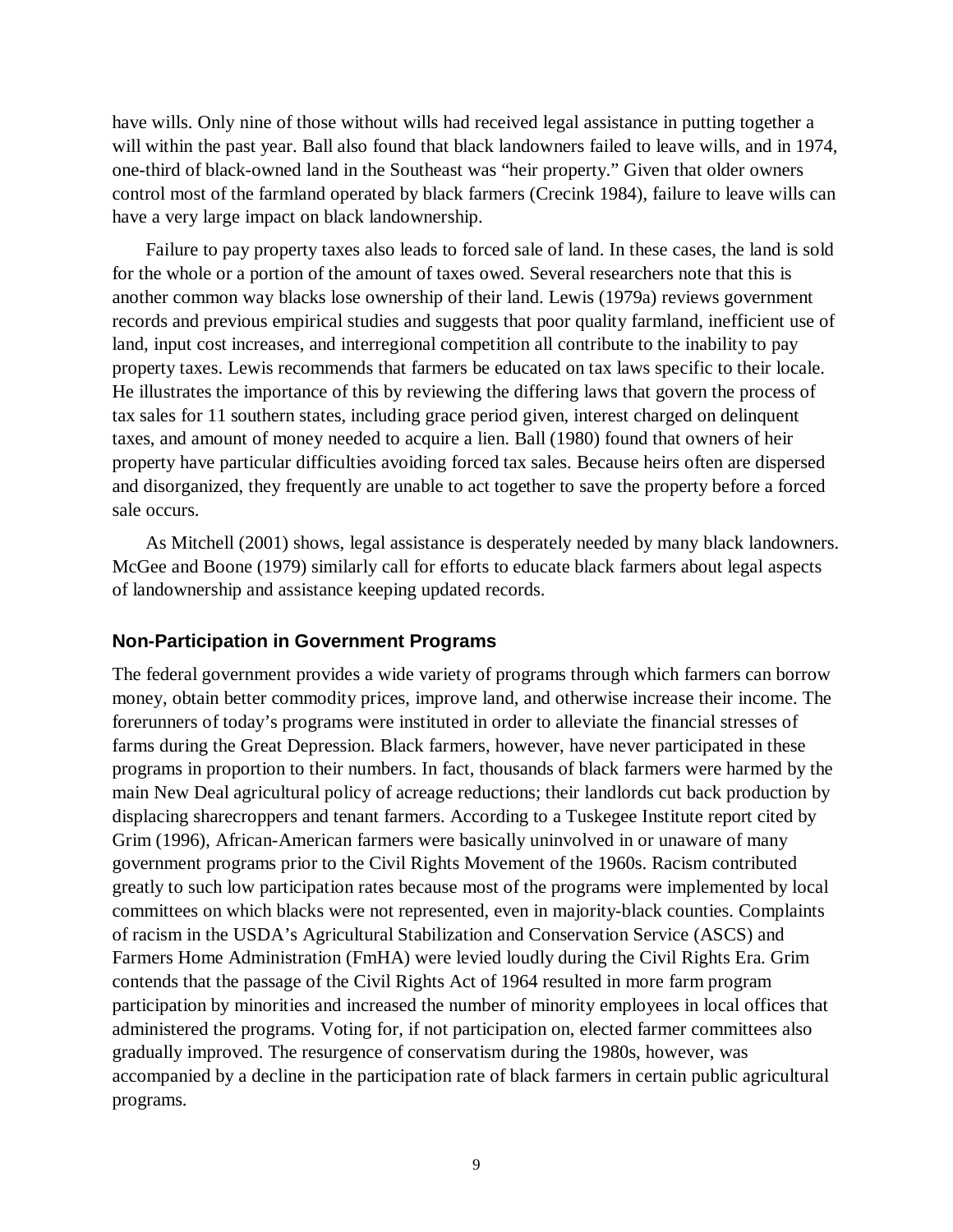have wills. Only nine of those without wills had received legal assistance in putting together a will within the past year. Ball also found that black landowners failed to leave wills, and in 1974, one-third of black-owned land in the Southeast was “heir property.” Given that older owners control most of the farmland operated by black farmers (Crecink 1984), failure to leave wills can have a very large impact on black landownership.

Failure to pay property taxes also leads to forced sale of land. In these cases, the land is sold for the whole or a portion of the amount of taxes owed. Several researchers note that this is another common way blacks lose ownership of their land. Lewis (1979a) reviews government records and previous empirical studies and suggests that poor quality farmland, inefficient use of land, input cost increases, and interregional competition all contribute to the inability to pay property taxes. Lewis recommends that farmers be educated on tax laws specific to their locale. He illustrates the importance of this by reviewing the differing laws that govern the process of tax sales for 11 southern states, including grace period given, interest charged on delinquent taxes, and amount of money needed to acquire a lien. Ball (1980) found that owners of heir property have particular difficulties avoiding forced tax sales. Because heirs often are dispersed and disorganized, they frequently are unable to act together to save the property before a forced sale occurs.

As Mitchell (2001) shows, legal assistance is desperately needed by many black landowners. McGee and Boone (1979) similarly call for efforts to educate black farmers about legal aspects of landownership and assistance keeping updated records.

### Non-Participation in Government Programs

The federal government provides a wide variety of programs through which farmers can borrow money, obtain better commodity prices, improve land, and otherwise increase their income. The forerunners of today’s programs were instituted in order to alleviate the financial stresses of farms during the Great Depression. Black farmers, however, have never participated in these programs in proportion to their numbers. In fact, thousands of black farmers were harmed by the main New Deal agricultural policy of acreage reductions; their landlords cut back production by displacing sharecroppers and tenant farmers. According to a Tuskegee Institute report cited by Grim (1996), African-American farmers were basically uninvolved in or unaware of many government programs prior to the Civil Rights Movement of the 1960s. Racism contributed greatly to such low participation rates because most of the programs were implemented by local committees on which blacks were not represented, even in majority-black counties. Complaints of racism in the USDA’s Agricultural Stabilization and Conservation Service (ASCS) and Farmers Home Administration (FmHA) were levied loudly during the Civil Rights Era. Grim contends that the passage of the Civil Rights Act of 1964 resulted in more farm program participation by minorities and increased the number of minority employees in local offices that administered the programs. Voting for, if not participation on, elected farmer committees also gradually improved. The resurgence of conservatism during the 1980s, however, was accompanied by a decline in the participation rate of black farmers in certain public agricultural programs.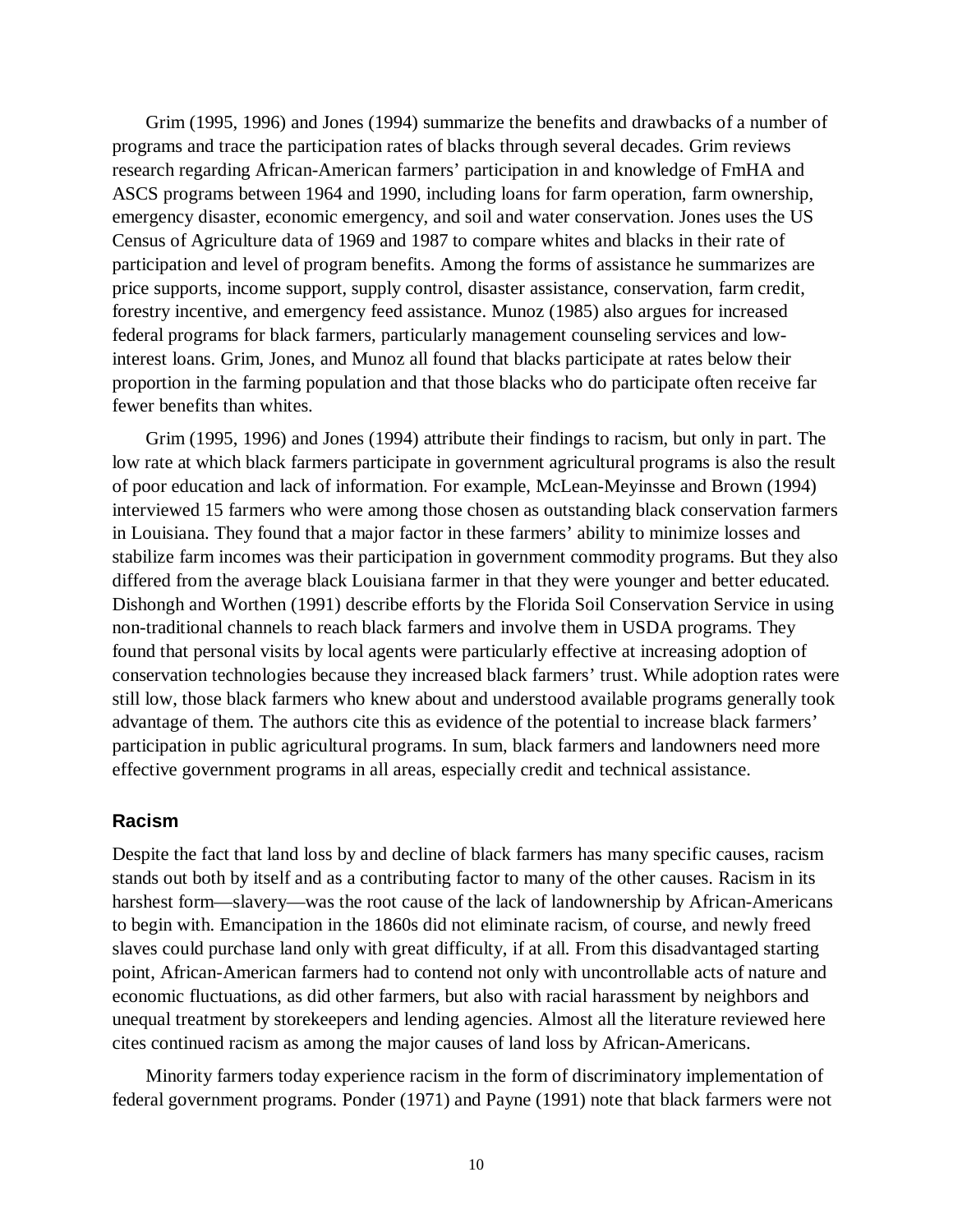Grim (1995, 1996) and Jones (1994) summarize the benefits and drawbacks of a number of programs and trace the participation rates of blacks through several decades. Grim reviews research regarding African-American farmers' participation in and knowledge of FmHA and ASCS programs between 1964 and 1990, including loans for farm operation, farm ownership, emergency disaster, economic emergency, and soil and water conservation. Jones uses the US Census of Agriculture data of 1969 and 1987 to compare whites and blacks in their rate of participation and level of program benefits. Among the forms of assistance he summarizes are price supports, income support, supply control, disaster assistance, conservation, farm credit, forestry incentive, and emergency feed assistance. Munoz (1985) also argues for increased federal programs for black farmers, particularly management counseling services and low-interest loans. Grim, Jones, and Munoz all found that blacks participate at rates below their proportion in the farming population and that those blacks who do participate often receive far fewer benefits than whites.

Grim (1995, 1996) and Jones (1994) attribute their findings to racism, but only in part. The low rate at which black farmers participate in government agricultural programs is also the result of poor education and lack of information. For example, McLean-Meyinsse and Brown (1994) interviewed 15 farmers who were among those chosen as outstanding black conservation farmers in Louisiana. They found that a major factor in these farmers' ability to minimize losses and stabilize farm incomes was their participation in government commodity programs. But they also differed from the average black Louisiana farmer in that they were younger and better educated. Dishongh and Worthen (1991) describe efforts by the Florida Soil Conservation Service in using non-traditional channels to reach black farmers and involve them in USDA programs. They found that personal visits by local agents were particularly effective at increasing adoption of conservation technologies because they increased black farmers' trust. While adoption rates were still low, those black farmers who knew about and understood available programs generally took advantage of them. The authors cite this as evidence of the potential to increase black farmers' participation in public agricultural programs. In sum, black farmers and landowners need more effective government programs in all areas, especially credit and technical assistance.

## Racism

Despite the fact that land loss by and decline of black farmers has many specific causes, racism stands out both by itself and as a contributing factor to many of the other causes. Racism in its harshest form—slavery—was the root cause of the lack of landownership by African-Americans to begin with. Emancipation in the 1860s did not eliminate racism, of course, and newly freed slaves could purchase land only with great difficulty, if at all. From this disadvantaged starting point, African-American farmers had to contend not only with uncontrollable acts of nature and economic fluctuations, as did other farmers, but also with racial harassment by neighbors and unequal treatment by storekeepers and lending agencies. Almost all the literature reviewed here cites continued racism as among the major causes of land loss by African-Americans.

Minority farmers today experience racism in the form of discriminatory implementation of federal government programs. Ponder (1971) and Payne (1991) note that black farmers were not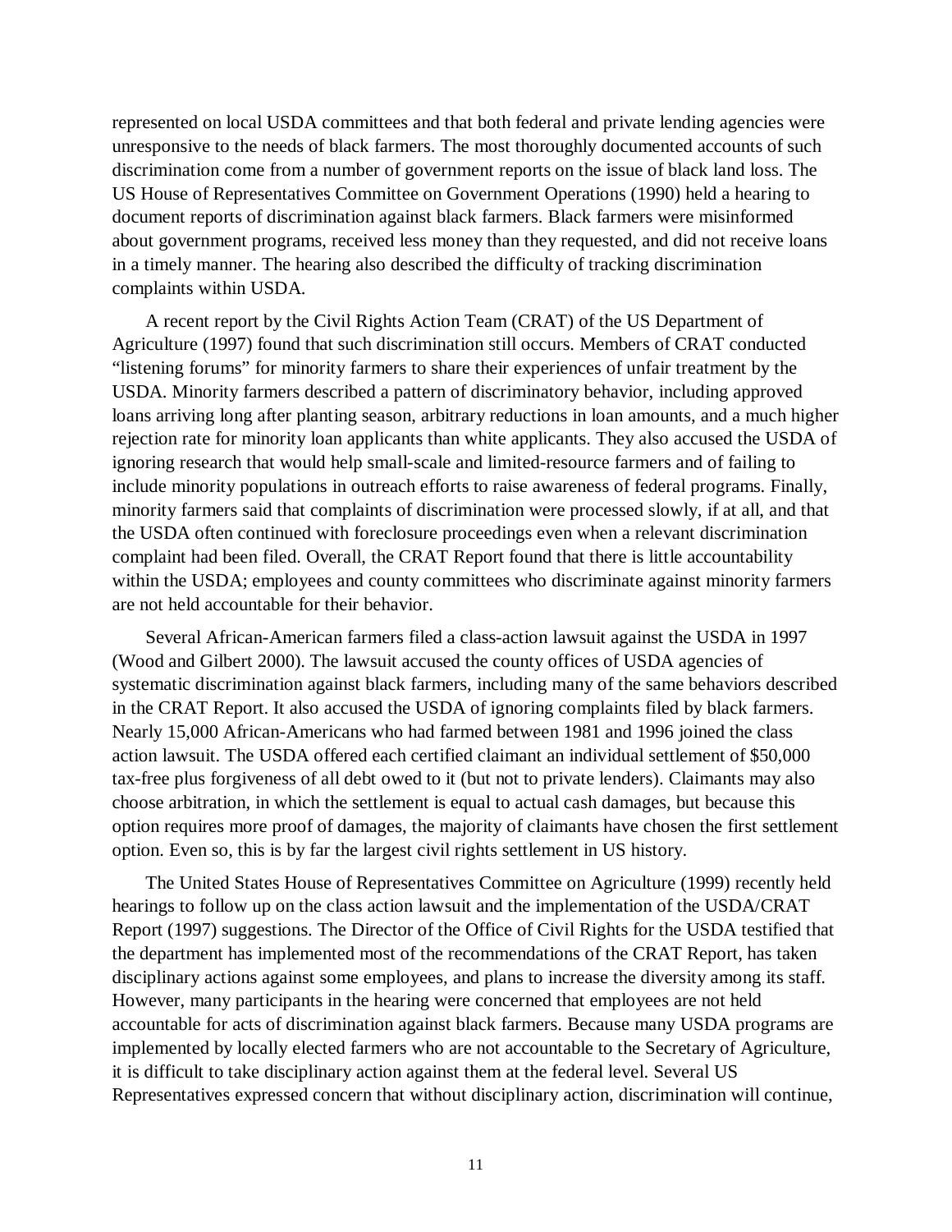represented on local USDA committees and that both federal and private lending agencies were unresponsive to the needs of black farmers. The most thoroughly documented accounts of such discrimination come from a number of government reports on the issue of black land loss. The US House of Representatives Committee on Government Operations (1990) held a hearing to document reports of discrimination against black farmers. Black farmers were misinformed about government programs, received less money than they requested, and did not receive loans in a timely manner. The hearing also described the difficulty of tracking discrimination complaints within USDA.

A recent report by the Civil Rights Action Team (CRAT) of the US Department of Agriculture (1997) found that such discrimination still occurs. Members of CRAT conducted "listening forums" for minority farmers to share their experiences of unfair treatment by the USDA. Minority farmers described a pattern of discriminatory behavior, including approved loans arriving long after planting season, arbitrary reductions in loan amounts, and a much higher rejection rate for minority loan applicants than white applicants. They also accused the USDA of ignoring research that would help small-scale and limited-resource farmers and of failing to include minority populations in outreach efforts to raise awareness of federal programs. Finally, minority farmers said that complaints of discrimination were processed slowly, if at all, and that the USDA often continued with foreclosure proceedings even when a relevant discrimination complaint had been filed. Overall, the CRAT Report found that there is little accountability within the USDA; employees and county committees who discriminate against minority farmers are not held accountable for their behavior.

Several African-American farmers filed a class-action lawsuit against the USDA in 1997 (Wood and Gilbert 2000). The lawsuit accused the county offices of USDA agencies of systematic discrimination against black farmers, including many of the same behaviors described in the CRAT Report. It also accused the USDA of ignoring complaints filed by black farmers. Nearly 15,000 African-Americans who had farmed between 1981 and 1996 joined the class action lawsuit. The USDA offered each certified claimant an individual settlement of $50,000 tax-free plus forgiveness of all debt owed to it (but not to private lenders). Claimants may also choose arbitration, in which the settlement is equal to actual cash damages, but because this option requires more proof of damages, the majority of claimants have chosen the first settlement option. Even so, this is by far the largest civil rights settlement in US history.

The United States House of Representatives Committee on Agriculture (1999) recently held hearings to follow up on the class action lawsuit and the implementation of the USDA/CRAT Report (1997) suggestions. The Director of the Office of Civil Rights for the USDA testified that the department has implemented most of the recommendations of the CRAT Report, has taken disciplinary actions against some employees, and plans to increase the diversity among its staff. However, many participants in the hearing were concerned that employees are not held accountable for acts of discrimination against black farmers. Because many USDA programs are implemented by locally elected farmers who are not accountable to the Secretary of Agriculture, it is difficult to take disciplinary action against them at the federal level. Several US Representatives expressed concern that without disciplinary action, discrimination will continue,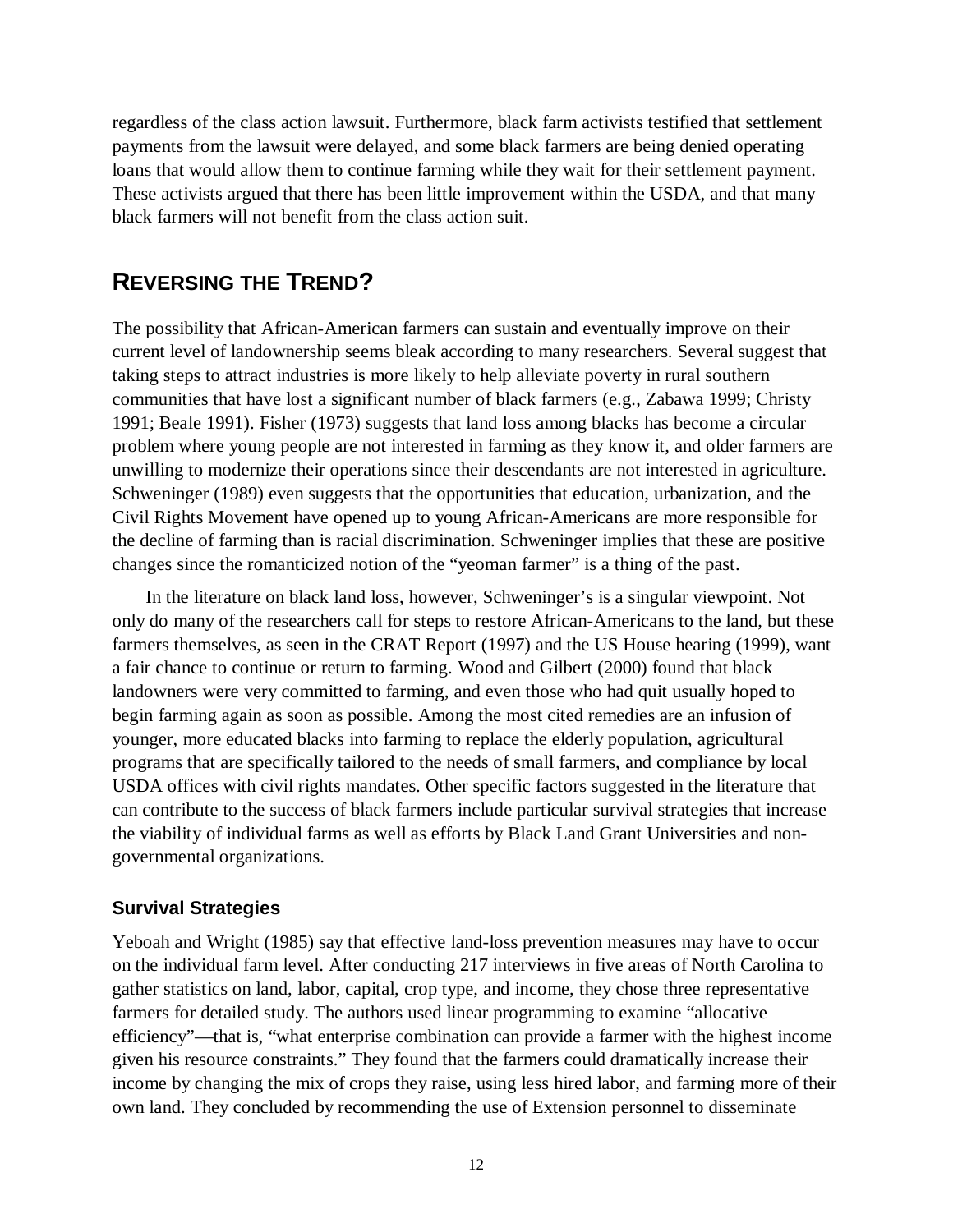regardless of the class action lawsuit. Furthermore, black farm activists testified that settlement payments from the lawsuit were delayed, and some black farmers are being denied operating loans that would allow them to continue farming while they wait for their settlement payment. These activists argued that there has been little improvement within the USDA, and that many black farmers will not benefit from the class action suit.

## REVERSING THE TREND?

The possibility that African-American farmers can sustain and eventually improve on their current level of landownership seems bleak according to many researchers. Several suggest that taking steps to attract industries is more likely to help alleviate poverty in rural southern communities that have lost a significant number of black farmers (e.g., Zabawa 1999; Christy 1991; Beale 1991). Fisher (1973) suggests that land loss among blacks has become a circular problem where young people are not interested in farming as they know it, and older farmers are unwilling to modernize their operations since their descendants are not interested in agriculture. Schweninger (1989) even suggests that the opportunities that education, urbanization, and the Civil Rights Movement have opened up to young African-Americans are more responsible for the decline of farming than is racial discrimination. Schweninger implies that these are positive changes since the romanticized notion of the "yeoman farmer" is a thing of the past.

In the literature on black land loss, however, Schweninger's is a singular viewpoint. Not only do many of the researchers call for steps to restore African-Americans to the land, but these farmers themselves, as seen in the CRAT Report (1997) and the US House hearing (1999), want a fair chance to continue or return to farming. Wood and Gilbert (2000) found that black landowners were very committed to farming, and even those who had quit usually hoped to begin farming again as soon as possible. Among the most cited remedies are an infusion of younger, more educated blacks into farming to replace the elderly population, agricultural programs that are specifically tailored to the needs of small farmers, and compliance by local USDA offices with civil rights mandates. Other specific factors suggested in the literature that can contribute to the success of black farmers include particular survival strategies that increase the viability of individual farms as well as efforts by Black Land Grant Universities and non-governmental organizations.

### Survival Strategies

Yeboah and Wright (1985) say that effective land-loss prevention measures may have to occur on the individual farm level. After conducting 217 interviews in five areas of North Carolina to gather statistics on land, labor, capital, crop type, and income, they chose three representative farmers for detailed study. The authors used linear programming to examine "allocative efficiency"—that is, "what enterprise combination can provide a farmer with the highest income given his resource constraints." They found that the farmers could dramatically increase their income by changing the mix of crops they raise, using less hired labor, and farming more of their own land. They concluded by recommending the use of Extension personnel to disseminate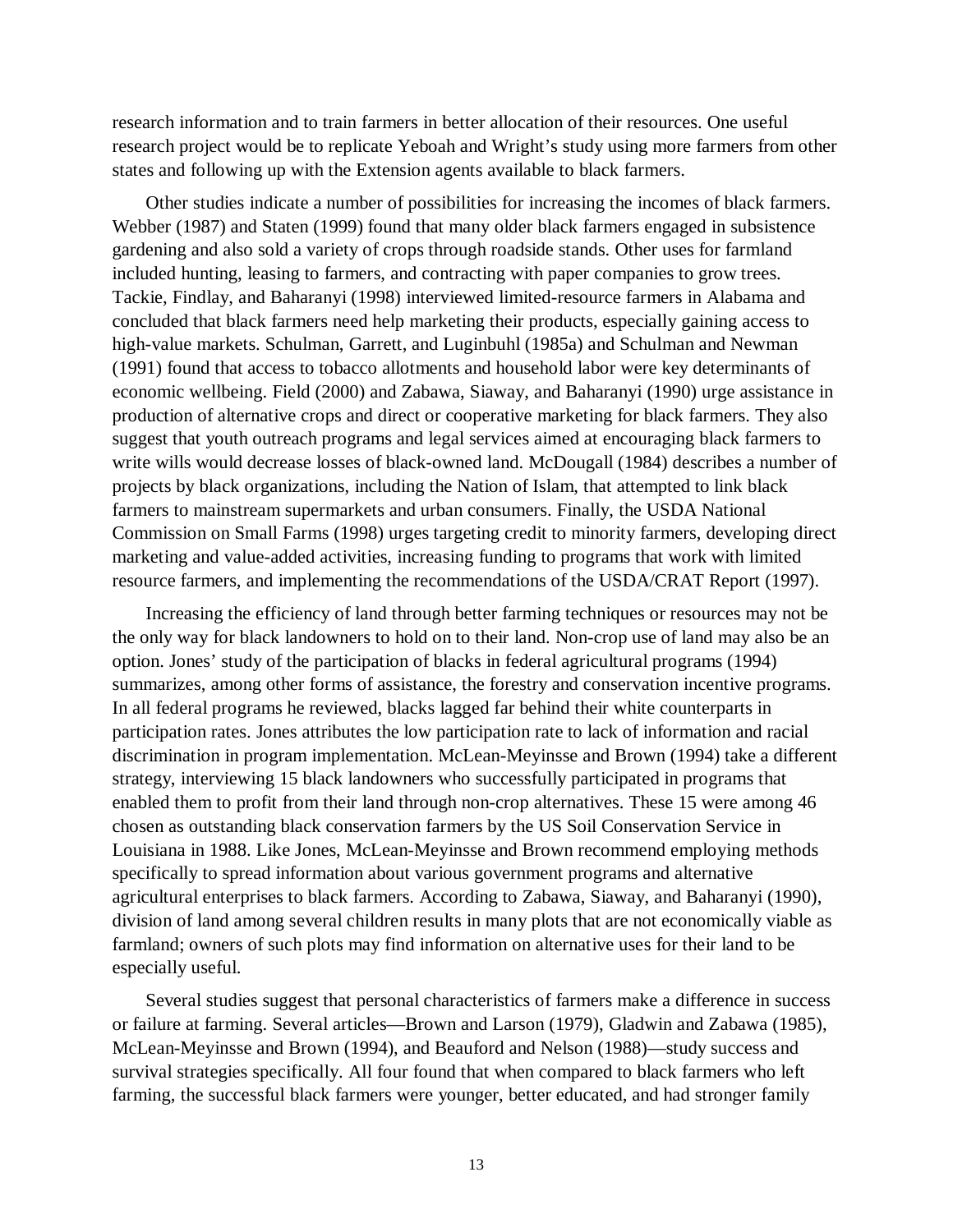research information and to train farmers in better allocation of their resources. One useful research project would be to replicate Yeboah and Wright's study using more farmers from other states and following up with the Extension agents available to black farmers.

Other studies indicate a number of possibilities for increasing the incomes of black farmers. Webber (1987) and Staten (1999) found that many older black farmers engaged in subsistence gardening and also sold a variety of crops through roadside stands. Other uses for farmland included hunting, leasing to farmers, and contracting with paper companies to grow trees. Tackie, Findlay, and Baharanyi (1998) interviewed limited-resource farmers in Alabama and concluded that black farmers need help marketing their products, especially gaining access to high-value markets. Schulman, Garrett, and Luginbuhl (1985a) and Schulman and Newman (1991) found that access to tobacco allotments and household labor were key determinants of economic wellbeing. Field (2000) and Zabawa, Siaway, and Baharanyi (1990) urge assistance in production of alternative crops and direct or cooperative marketing for black farmers. They also suggest that youth outreach programs and legal services aimed at encouraging black farmers to write wills would decrease losses of black-owned land. McDougall (1984) describes a number of projects by black organizations, including the Nation of Islam, that attempted to link black farmers to mainstream supermarkets and urban consumers. Finally, the USDA National Commission on Small Farms (1998) urges targeting credit to minority farmers, developing direct marketing and value-added activities, increasing funding to programs that work with limited resource farmers, and implementing the recommendations of the USDA/CRAT Report (1997).

Increasing the efficiency of land through better farming techniques or resources may not be the only way for black landowners to hold on to their land. Non-crop use of land may also be an option. Jones' study of the participation of blacks in federal agricultural programs (1994) summarizes, among other forms of assistance, the forestry and conservation incentive programs. In all federal programs he reviewed, blacks lagged far behind their white counterparts in participation rates. Jones attributes the low participation rate to lack of information and racial discrimination in program implementation. McLean-Meyinsse and Brown (1994) take a different strategy, interviewing 15 black landowners who successfully participated in programs that enabled them to profit from their land through non-crop alternatives. These 15 were among 46 chosen as outstanding black conservation farmers by the US Soil Conservation Service in Louisiana in 1988. Like Jones, McLean-Meyinsse and Brown recommend employing methods specifically to spread information about various government programs and alternative agricultural enterprises to black farmers. According to Zabawa, Siaway, and Baharanyi (1990), division of land among several children results in many plots that are not economically viable as farmland; owners of such plots may find information on alternative uses for their land to be especially useful.

Several studies suggest that personal characteristics of farmers make a difference in success or failure at farming. Several articles—Brown and Larson (1979), Gladwin and Zabawa (1985), McLean-Meyinsse and Brown (1994), and Beauford and Nelson (1988)—study success and survival strategies specifically. All four found that when compared to black farmers who left farming, the successful black farmers were younger, better educated, and had stronger family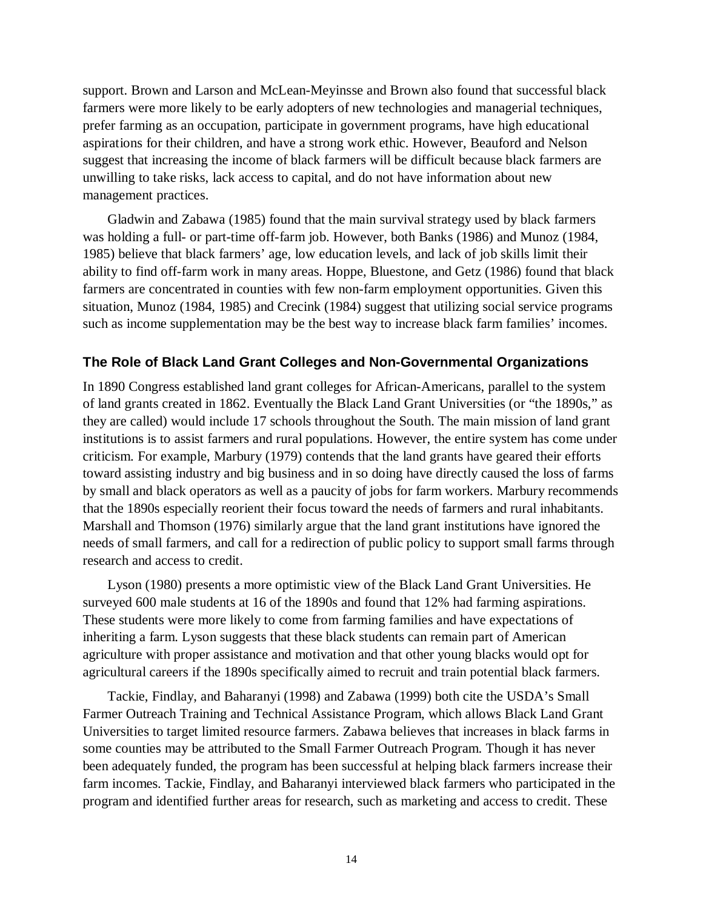support. Brown and Larson and McLean-Meyinsse and Brown also found that successful black farmers were more likely to be early adopters of new technologies and managerial techniques, prefer farming as an occupation, participate in government programs, have high educational aspirations for their children, and have a strong work ethic. However, Beauford and Nelson suggest that increasing the income of black farmers will be difficult because black farmers are unwilling to take risks, lack access to capital, and do not have information about new management practices.

Gladwin and Zabawa (1985) found that the main survival strategy used by black farmers was holding a full- or part-time off-farm job. However, both Banks (1986) and Munoz (1984, 1985) believe that black farmers' age, low education levels, and lack of job skills limit their ability to find off-farm work in many areas. Hoppe, Bluestone, and Getz (1986) found that black farmers are concentrated in counties with few non-farm employment opportunities. Given this situation, Munoz (1984, 1985) and Crecink (1984) suggest that utilizing social service programs such as income supplementation may be the best way to increase black farm families' incomes.

### The Role of Black Land Grant Colleges and Non-Governmental Organizations

In 1890 Congress established land grant colleges for African-Americans, parallel to the system of land grants created in 1862. Eventually the Black Land Grant Universities (or "the 1890s," as they are called) would include 17 schools throughout the South. The main mission of land grant institutions is to assist farmers and rural populations. However, the entire system has come under criticism. For example, Marbury (1979) contends that the land grants have geared their efforts toward assisting industry and big business and in so doing have directly caused the loss of farms by small and black operators as well as a paucity of jobs for farm workers. Marbury recommends that the 1890s especially reorient their focus toward the needs of farmers and rural inhabitants. Marshall and Thomson (1976) similarly argue that the land grant institutions have ignored the needs of small farmers, and call for a redirection of public policy to support small farms through research and access to credit.

Lyson (1980) presents a more optimistic view of the Black Land Grant Universities. He surveyed 600 male students at 16 of the 1890s and found that 12% had farming aspirations. These students were more likely to come from farming families and have expectations of inheriting a farm. Lyson suggests that these black students can remain part of American agriculture with proper assistance and motivation and that other young blacks would opt for agricultural careers if the 1890s specifically aimed to recruit and train potential black farmers.

Tackie, Findlay, and Baharanyi (1998) and Zabawa (1999) both cite the USDA's Small Farmer Outreach Training and Technical Assistance Program, which allows Black Land Grant Universities to target limited resource farmers. Zabawa believes that increases in black farms in some counties may be attributed to the Small Farmer Outreach Program. Though it has never been adequately funded, the program has been successful at helping black farmers increase their farm incomes. Tackie, Findlay, and Baharanyi interviewed black farmers who participated in the program and identified further areas for research, such as marketing and access to credit. These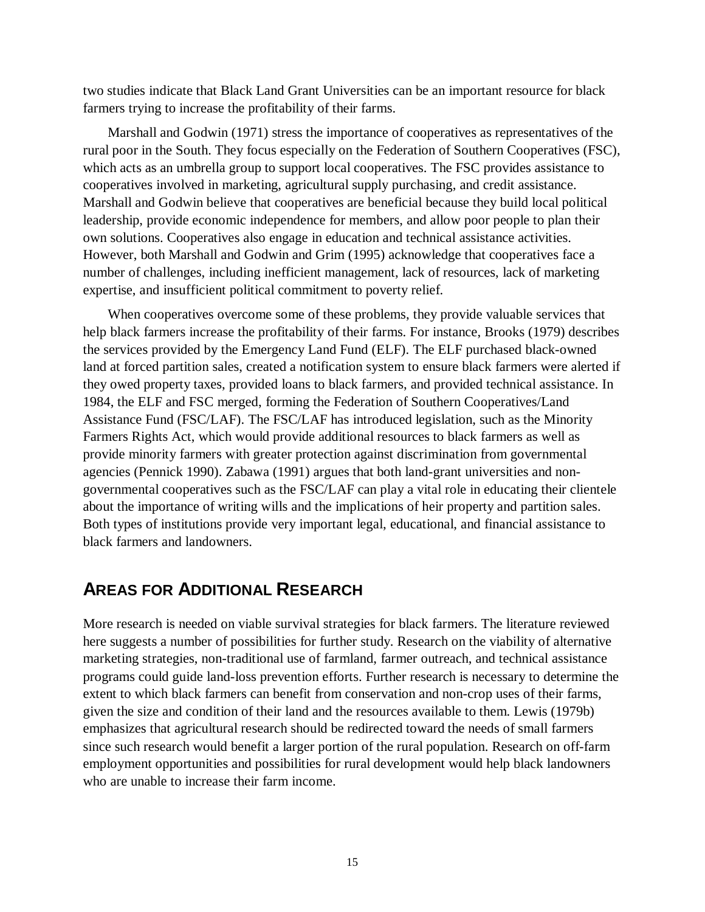two studies indicate that Black Land Grant Universities can be an important resource for black farmers trying to increase the profitability of their farms.

Marshall and Godwin (1971) stress the importance of cooperatives as representatives of the rural poor in the South. They focus especially on the Federation of Southern Cooperatives (FSC), which acts as an umbrella group to support local cooperatives. The FSC provides assistance to cooperatives involved in marketing, agricultural supply purchasing, and credit assistance. Marshall and Godwin believe that cooperatives are beneficial because they build local political leadership, provide economic independence for members, and allow poor people to plan their own solutions. Cooperatives also engage in education and technical assistance activities. However, both Marshall and Godwin and Grim (1995) acknowledge that cooperatives face a number of challenges, including inefficient management, lack of resources, lack of marketing expertise, and insufficient political commitment to poverty relief.

When cooperatives overcome some of these problems, they provide valuable services that help black farmers increase the profitability of their farms. For instance, Brooks (1979) describes the services provided by the Emergency Land Fund (ELF). The ELF purchased black-owned land at forced partition sales, created a notification system to ensure black farmers were alerted if they owed property taxes, provided loans to black farmers, and provided technical assistance. In 1984, the ELF and FSC merged, forming the Federation of Southern Cooperatives/Land Assistance Fund (FSC/LAF). The FSC/LAF has introduced legislation, such as the Minority Farmers Rights Act, which would provide additional resources to black farmers as well as provide minority farmers with greater protection against discrimination from governmental agencies (Pennick 1990). Zabawa (1991) argues that both land-grant universities and non-governmental cooperatives such as the FSC/LAF can play a vital role in educating their clientele about the importance of writing wills and the implications of heir property and partition sales. Both types of institutions provide very important legal, educational, and financial assistance to black farmers and landowners.

## Areas for Additional Research

More research is needed on viable survival strategies for black farmers. The literature reviewed here suggests a number of possibilities for further study. Research on the viability of alternative marketing strategies, non-traditional use of farmland, farmer outreach, and technical assistance programs could guide land-loss prevention efforts. Further research is necessary to determine the extent to which black farmers can benefit from conservation and non-crop uses of their farms, given the size and condition of their land and the resources available to them. Lewis (1979b) emphasizes that agricultural research should be redirected toward the needs of small farmers since such research would benefit a larger portion of the rural population. Research on off-farm employment opportunities and possibilities for rural development would help black landowners who are unable to increase their farm income.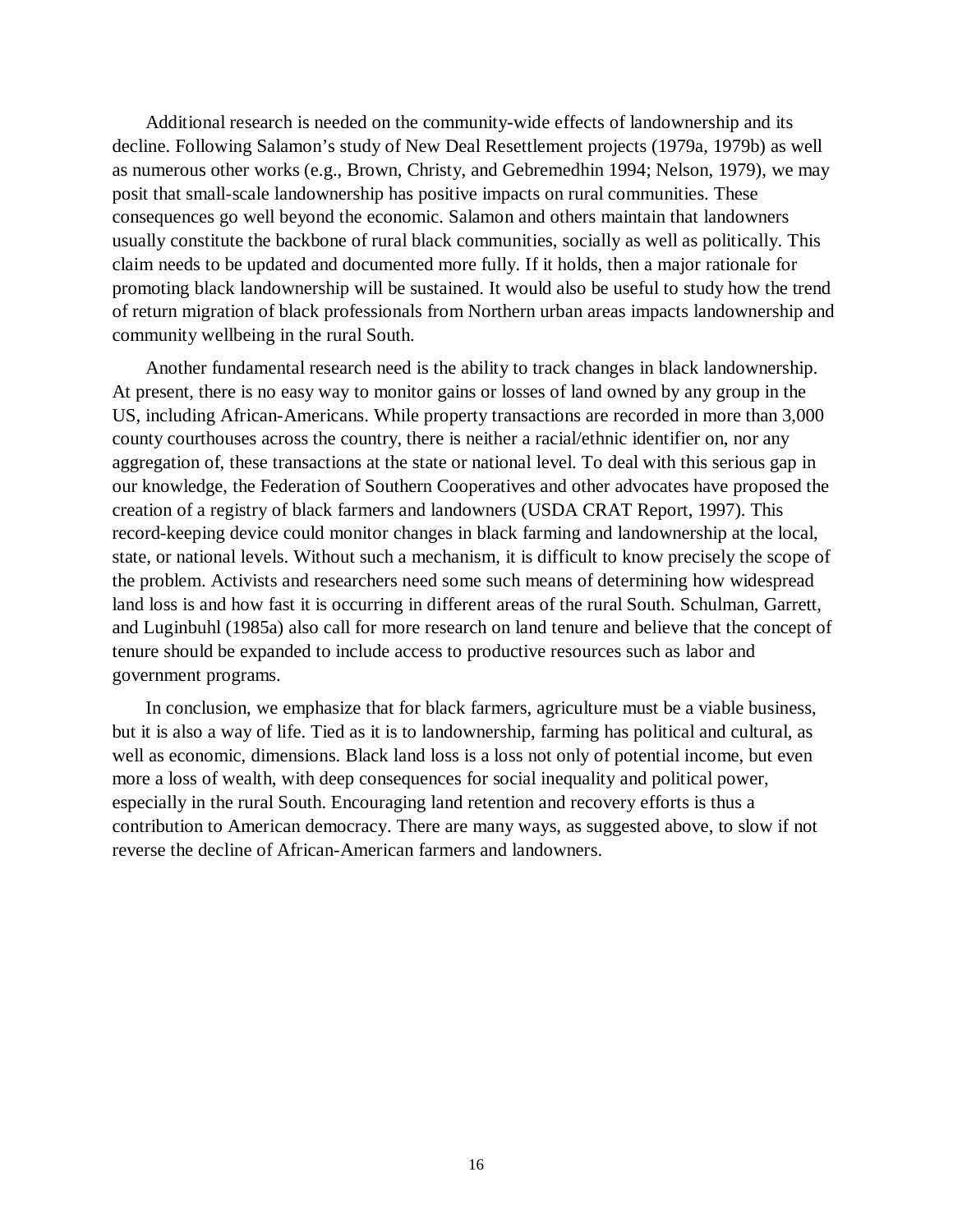Additional research is needed on the community-wide effects of landownership and its decline. Following Salamon's study of New Deal Resettlement projects (1979a, 1979b) as well as numerous other works (e.g., Brown, Christy, and Gebremedhin 1994; Nelson, 1979), we may posit that small-scale landownership has positive impacts on rural communities. These consequences go well beyond the economic. Salamon and others maintain that landowners usually constitute the backbone of rural black communities, socially as well as politically. This claim needs to be updated and documented more fully. If it holds, then a major rationale for promoting black landownership will be sustained. It would also be useful to study how the trend of return migration of black professionals from Northern urban areas impacts landownership and community wellbeing in the rural South.

Another fundamental research need is the ability to track changes in black landownership. At present, there is no easy way to monitor gains or losses of land owned by any group in the US, including African-Americans. While property transactions are recorded in more than 3,000 county courthouses across the country, there is neither a racial/ethnic identifier on, nor any aggregation of, these transactions at the state or national level. To deal with this serious gap in our knowledge, the Federation of Southern Cooperatives and other advocates have proposed the creation of a registry of black farmers and landowners (USDA CRAT Report, 1997). This record-keeping device could monitor changes in black farming and landownership at the local, state, or national levels. Without such a mechanism, it is difficult to know precisely the scope of the problem. Activists and researchers need some such means of determining how widespread land loss is and how fast it is occurring in different areas of the rural South. Schulman, Garrett, and Luginbuhl (1985a) also call for more research on land tenure and believe that the concept of tenure should be expanded to include access to productive resources such as labor and government programs.

In conclusion, we emphasize that for black farmers, agriculture must be a viable business, but it is also a way of life. Tied as it is to landownership, farming has political and cultural, as well as economic, dimensions. Black land loss is a loss not only of potential income, but even more a loss of wealth, with deep consequences for social inequality and political power, especially in the rural South. Encouraging land retention and recovery efforts is thus a contribution to American democracy. There are many ways, as suggested above, to slow if not reverse the decline of African-American farmers and landowners.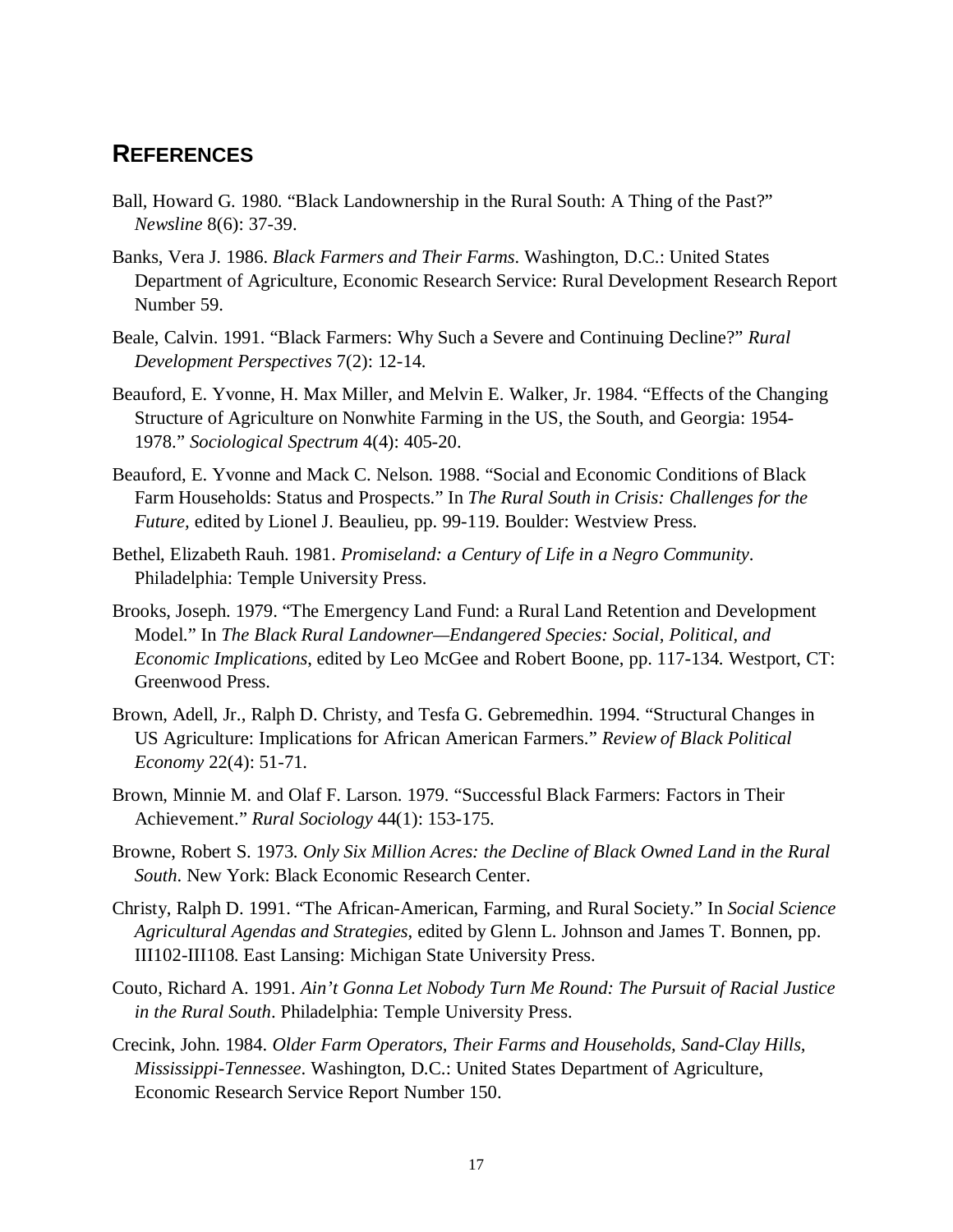## REFERENCES

Ball, Howard G. 1980. "Black Landownership in the Rural South: A Thing of the Past?" *Newsline* 8(6): 37-39.

Banks, Vera J. 1986. *Black Farmers and Their Farms*. Washington, D.C.: United States Department of Agriculture, Economic Research Service: Rural Development Research Report Number 59.

Beale, Calvin. 1991. "Black Farmers: Why Such a Severe and Continuing Decline?" *Rural Development Perspectives* 7(2): 12-14.

Beauford, E. Yvonne, H. Max Miller, and Melvin E. Walker, Jr. 1984. "Effects of the Changing Structure of Agriculture on Nonwhite Farming in the US, the South, and Georgia: 1954-1978." *Sociological Spectrum* 4(4): 405-20.

Beauford, E. Yvonne and Mack C. Nelson. 1988. "Social and Economic Conditions of Black Farm Households: Status and Prospects." In *The Rural South in Crisis: Challenges for the Future,* edited by Lionel J. Beaulieu, pp. 99-119. Boulder: Westview Press.

Bethel, Elizabeth Rauh. 1981. *Promiseland: a Century of Life in a Negro Community*. Philadelphia: Temple University Press.

Brooks, Joseph. 1979. "The Emergency Land Fund: a Rural Land Retention and Development Model." In *The Black Rural Landowner—Endangered Species: Social, Political, and Economic Implications,* edited by Leo McGee and Robert Boone, pp. 117-134. Westport, CT: Greenwood Press.

Brown, Adell, Jr., Ralph D. Christy, and Tesfa G. Gebremedhin. 1994. "Structural Changes in US Agriculture: Implications for African American Farmers." *Review of Black Political Economy* 22(4): 51-71.

Brown, Minnie M. and Olaf F. Larson. 1979. "Successful Black Farmers: Factors in Their Achievement." *Rural Sociology* 44(1): 153-175.

Browne, Robert S. 1973. *Only Six Million Acres: the Decline of Black Owned Land in the Rural South*. New York: Black Economic Research Center.

Christy, Ralph D. 1991. "The African-American, Farming, and Rural Society." In *Social Science Agricultural Agendas and Strategies*, edited by Glenn L. Johnson and James T. Bonnen, pp. III102-III108. East Lansing: Michigan State University Press.

Couto, Richard A. 1991. *Ain't Gonna Let Nobody Turn Me Round: The Pursuit of Racial Justice in the Rural South*. Philadelphia: Temple University Press.

Crecink, John. 1984. *Older Farm Operators, Their Farms and Households, Sand-Clay Hills, Mississippi-Tennessee*. Washington, D.C.: United States Department of Agriculture, Economic Research Service Report Number 150.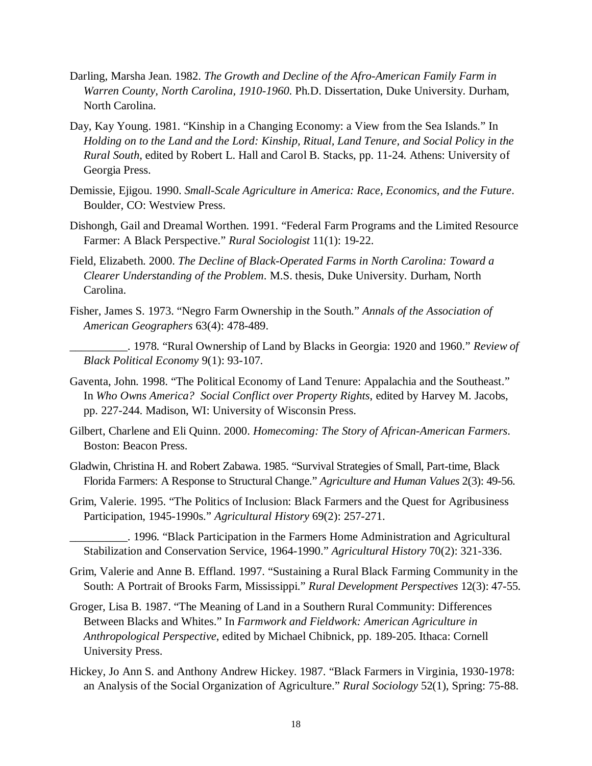Darling, Marsha Jean. 1982. *The Growth and Decline of the Afro-American Family Farm in Warren County, North Carolina, 1910-1960*. Ph.D. Dissertation, Duke University. Durham, North Carolina.

Day, Kay Young. 1981. "Kinship in a Changing Economy: a View from the Sea Islands." In *Holding on to the Land and the Lord: Kinship, Ritual, Land Tenure, and Social Policy in the Rural South*, edited by Robert L. Hall and Carol B. Stacks, pp. 11-24. Athens: University of Georgia Press.

Demissie, Ejigou. 1990. *Small-Scale Agriculture in America: Race, Economics, and the Future*. Boulder, CO: Westview Press.

Dishongh, Gail and Dreamal Worthen. 1991. "Federal Farm Programs and the Limited Resource Farmer: A Black Perspective." *Rural Sociologist* 11(1): 19-22.

Field, Elizabeth. 2000. *The Decline of Black-Operated Farms in North Carolina: Toward a Clearer Understanding of the Problem*. M.S. thesis, Duke University. Durham, North Carolina.

Fisher, James S. 1973. "Negro Farm Ownership in the South." *Annals of the Association of American Geographers* 63(4): 478-489.

__________. 1978. "Rural Ownership of Land by Blacks in Georgia: 1920 and 1960." *Review of Black Political Economy* 9(1): 93-107.

Gaventa, John. 1998. "The Political Economy of Land Tenure: Appalachia and the Southeast." In *Who Owns America? Social Conflict over Property Rights*, edited by Harvey M. Jacobs, pp. 227-244. Madison, WI: University of Wisconsin Press.

Gilbert, Charlene and Eli Quinn. 2000. *Homecoming: The Story of African-American Farmers*. Boston: Beacon Press.

Gladwin, Christina H. and Robert Zabawa. 1985. "Survival Strategies of Small, Part-time, Black Florida Farmers: A Response to Structural Change." *Agriculture and Human Values* 2(3): 49-56.

Grim, Valerie. 1995. "The Politics of Inclusion: Black Farmers and the Quest for Agribusiness Participation, 1945-1990s." *Agricultural History* 69(2): 257-271.

__________. 1996. "Black Participation in the Farmers Home Administration and Agricultural Stabilization and Conservation Service, 1964-1990." *Agricultural History* 70(2): 321-336.

Grim, Valerie and Anne B. Effland. 1997. "Sustaining a Rural Black Farming Community in the South: A Portrait of Brooks Farm, Mississippi." *Rural Development Perspectives* 12(3): 47-55.

Groger, Lisa B. 1987. "The Meaning of Land in a Southern Rural Community: Differences Between Blacks and Whites." In *Farmwork and Fieldwork: American Agriculture in Anthropological Perspective*, edited by Michael Chibnick, pp. 189-205. Ithaca: Cornell University Press.

Hickey, Jo Ann S. and Anthony Andrew Hickey. 1987. "Black Farmers in Virginia, 1930-1978: an Analysis of the Social Organization of Agriculture." *Rural Sociology* 52(1), Spring: 75-88.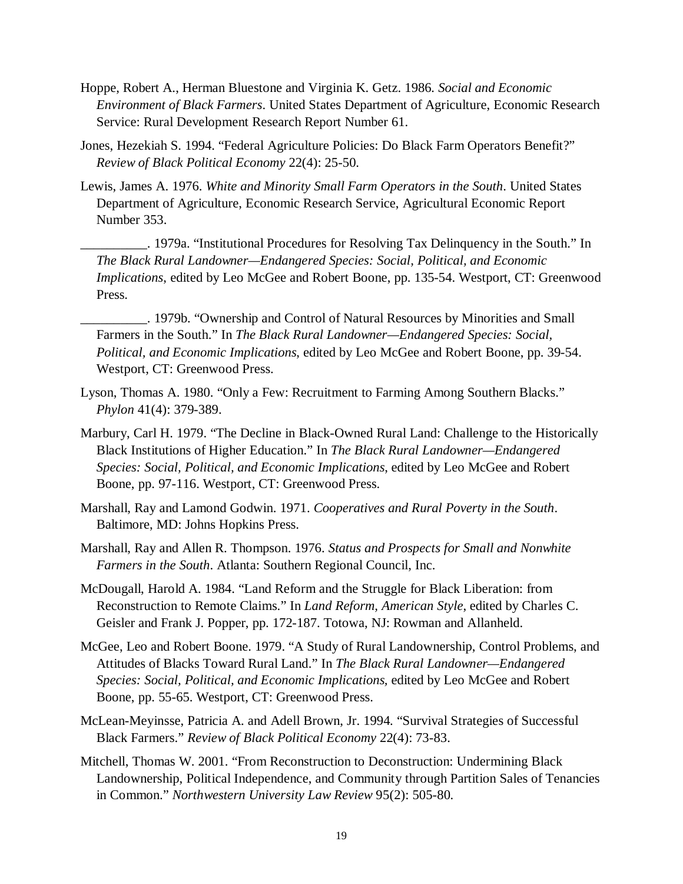Hoppe, Robert A., Herman Bluestone and Virginia K. Getz. 1986. *Social and Economic Environment of Black Farmers*. United States Department of Agriculture, Economic Research Service: Rural Development Research Report Number 61.

Jones, Hezekiah S. 1994. "Federal Agriculture Policies: Do Black Farm Operators Benefit?" *Review of Black Political Economy* 22(4): 25-50.

Lewis, James A. 1976. *White and Minority Small Farm Operators in the South*. United States Department of Agriculture, Economic Research Service, Agricultural Economic Report Number 353.

__________. 1979a. "Institutional Procedures for Resolving Tax Delinquency in the South." In *The Black Rural Landowner—Endangered Species: Social, Political, and Economic Implications*, edited by Leo McGee and Robert Boone, pp. 135-54. Westport, CT: Greenwood Press.

__________. 1979b. "Ownership and Control of Natural Resources by Minorities and Small Farmers in the South." In *The Black Rural Landowner—Endangered Species: Social, Political, and Economic Implications*, edited by Leo McGee and Robert Boone, pp. 39-54. Westport, CT: Greenwood Press.

Lyson, Thomas A. 1980. "Only a Few: Recruitment to Farming Among Southern Blacks." *Phylon* 41(4): 379-389.

Marbury, Carl H. 1979. "The Decline in Black-Owned Rural Land: Challenge to the Historically Black Institutions of Higher Education." In *The Black Rural Landowner—Endangered Species: Social, Political, and Economic Implications*, edited by Leo McGee and Robert Boone, pp. 97-116. Westport, CT: Greenwood Press.

Marshall, Ray and Lamond Godwin. 1971. *Cooperatives and Rural Poverty in the South*. Baltimore, MD: Johns Hopkins Press.

Marshall, Ray and Allen R. Thompson. 1976. *Status and Prospects for Small and Nonwhite Farmers in the South*. Atlanta: Southern Regional Council, Inc.

McDougall, Harold A. 1984. "Land Reform and the Struggle for Black Liberation: from Reconstruction to Remote Claims." In *Land Reform, American Style*, edited by Charles C. Geisler and Frank J. Popper, pp. 172-187. Totowa, NJ: Rowman and Allanheld.

McGee, Leo and Robert Boone. 1979. "A Study of Rural Landownership, Control Problems, and Attitudes of Blacks Toward Rural Land." In *The Black Rural Landowner—Endangered Species: Social, Political, and Economic Implications*, edited by Leo McGee and Robert Boone, pp. 55-65. Westport, CT: Greenwood Press.

McLean-Meyinsse, Patricia A. and Adell Brown, Jr. 1994. "Survival Strategies of Successful Black Farmers." *Review of Black Political Economy* 22(4): 73-83.

Mitchell, Thomas W. 2001. "From Reconstruction to Deconstruction: Undermining Black Landownership, Political Independence, and Community through Partition Sales of Tenancies in Common." *Northwestern University Law Review* 95(2): 505-80.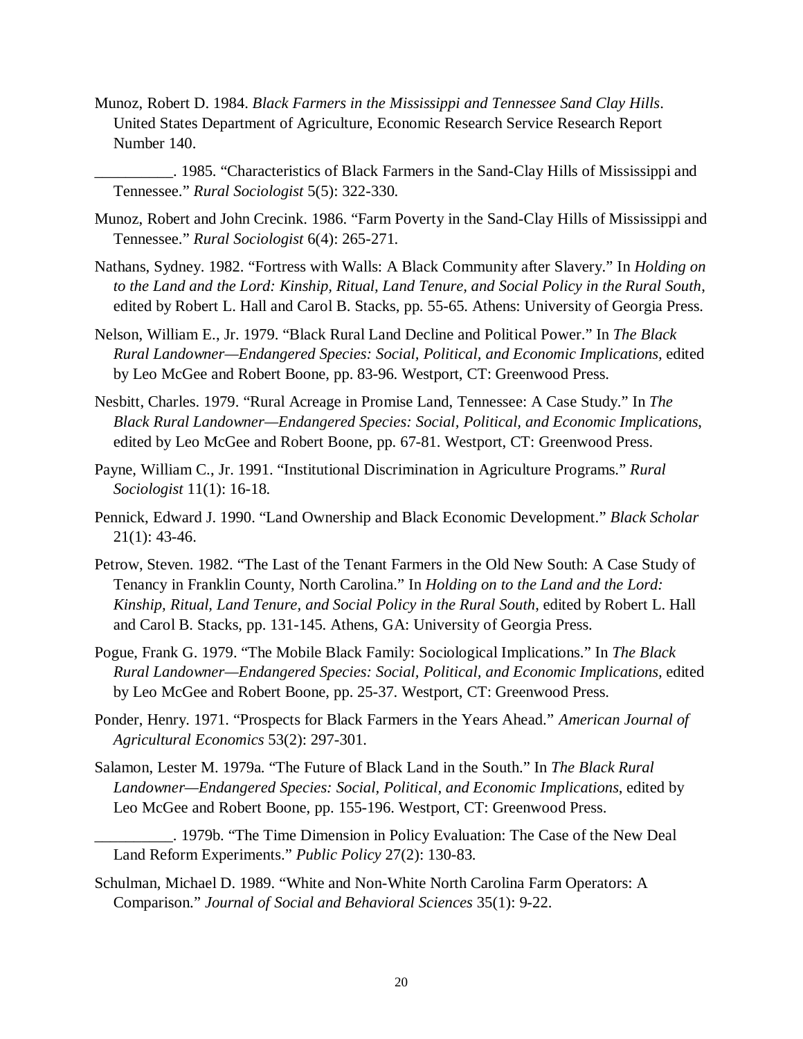Munoz, Robert D. 1984. *Black Farmers in the Mississippi and Tennessee Sand Clay Hills*. United States Department of Agriculture, Economic Research Service Research Report Number 140.

__________. 1985. "Characteristics of Black Farmers in the Sand-Clay Hills of Mississippi and Tennessee." *Rural Sociologist* 5(5): 322-330.

Munoz, Robert and John Crecink. 1986. "Farm Poverty in the Sand-Clay Hills of Mississippi and Tennessee." *Rural Sociologist* 6(4): 265-271.

Nathans, Sydney. 1982. "Fortress with Walls: A Black Community after Slavery." In *Holding on to the Land and the Lord: Kinship, Ritual, Land Tenure, and Social Policy in the Rural South*, edited by Robert L. Hall and Carol B. Stacks, pp. 55-65. Athens: University of Georgia Press.

Nelson, William E., Jr. 1979. "Black Rural Land Decline and Political Power." In *The Black Rural Landowner—Endangered Species: Social, Political, and Economic Implications*, edited by Leo McGee and Robert Boone, pp. 83-96. Westport, CT: Greenwood Press.

Nesbitt, Charles. 1979. "Rural Acreage in Promise Land, Tennessee: A Case Study." In *The Black Rural Landowner—Endangered Species: Social, Political, and Economic Implications*, edited by Leo McGee and Robert Boone, pp. 67-81. Westport, CT: Greenwood Press.

Payne, William C., Jr. 1991. "Institutional Discrimination in Agriculture Programs." *Rural Sociologist* 11(1): 16-18.

Pennick, Edward J. 1990. "Land Ownership and Black Economic Development." *Black Scholar* 21(1): 43-46.

Petrow, Steven. 1982. "The Last of the Tenant Farmers in the Old New South: A Case Study of Tenancy in Franklin County, North Carolina." In *Holding on to the Land and the Lord: Kinship, Ritual, Land Tenure, and Social Policy in the Rural South*, edited by Robert L. Hall and Carol B. Stacks, pp. 131-145. Athens, GA: University of Georgia Press.

Pogue, Frank G. 1979. "The Mobile Black Family: Sociological Implications." In *The Black Rural Landowner—Endangered Species: Social, Political, and Economic Implications*, edited by Leo McGee and Robert Boone, pp. 25-37. Westport, CT: Greenwood Press.

Ponder, Henry. 1971. "Prospects for Black Farmers in the Years Ahead." *American Journal of Agricultural Economics* 53(2): 297-301.

Salamon, Lester M. 1979a. "The Future of Black Land in the South." In *The Black Rural Landowner—Endangered Species: Social, Political, and Economic Implications*, edited by Leo McGee and Robert Boone, pp. 155-196. Westport, CT: Greenwood Press.

__________. 1979b. "The Time Dimension in Policy Evaluation: The Case of the New Deal Land Reform Experiments." *Public Policy* 27(2): 130-83.

Schulman, Michael D. 1989. "White and Non-White North Carolina Farm Operators: A Comparison." *Journal of Social and Behavioral Sciences* 35(1): 9-22.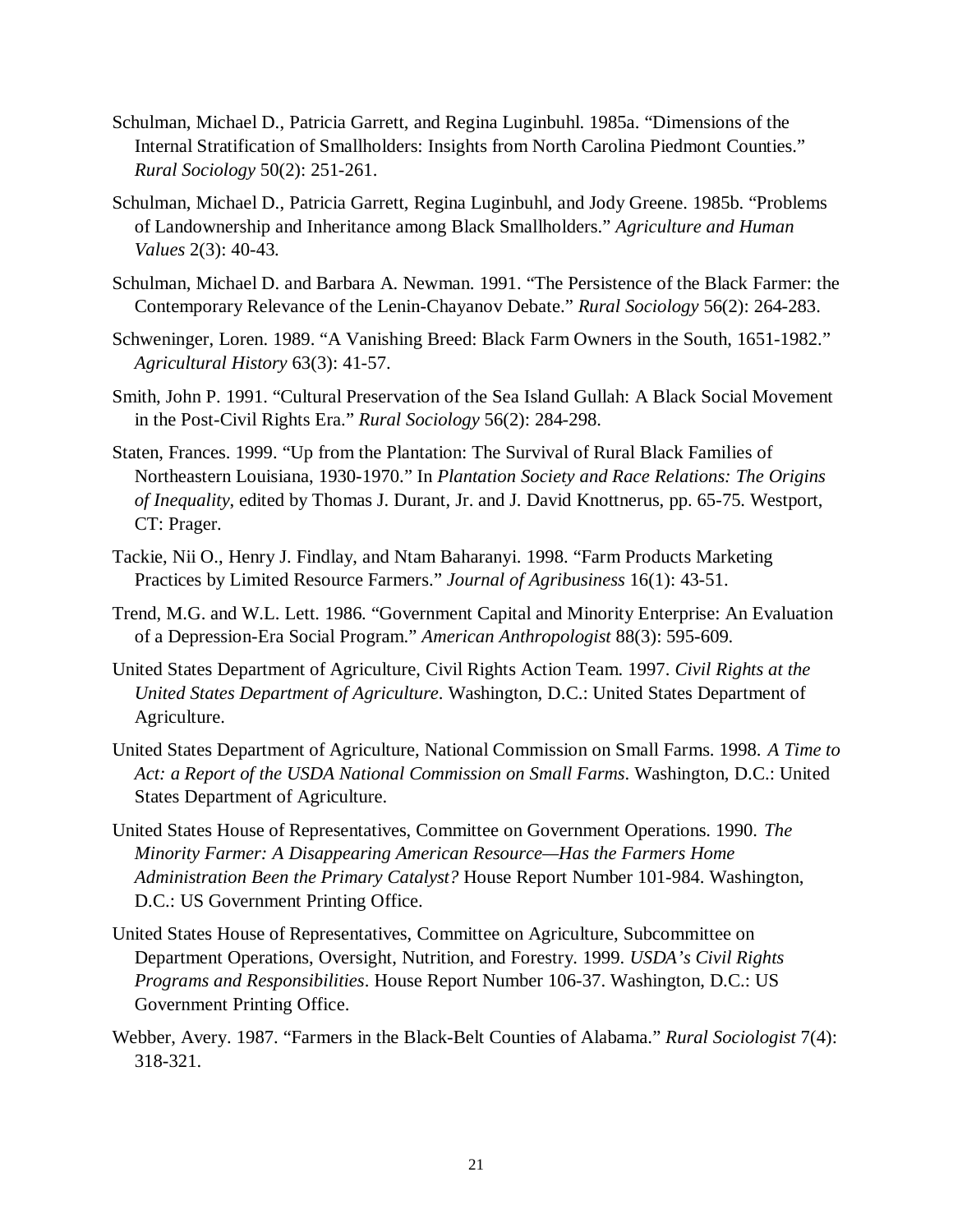Schulman, Michael D., Patricia Garrett, and Regina Luginbuhl. 1985a. "Dimensions of the Internal Stratification of Smallholders: Insights from North Carolina Piedmont Counties." *Rural Sociology* 50(2): 251-261.

Schulman, Michael D., Patricia Garrett, Regina Luginbuhl, and Jody Greene. 1985b. "Problems of Landownership and Inheritance among Black Smallholders." *Agriculture and Human Values* 2(3): 40-43.

Schulman, Michael D. and Barbara A. Newman. 1991. "The Persistence of the Black Farmer: the Contemporary Relevance of the Lenin-Chayanov Debate." *Rural Sociology* 56(2): 264-283.

Schweninger, Loren. 1989. "A Vanishing Breed: Black Farm Owners in the South, 1651-1982." *Agricultural History* 63(3): 41-57.

Smith, John P. 1991. "Cultural Preservation of the Sea Island Gullah: A Black Social Movement in the Post-Civil Rights Era." *Rural Sociology* 56(2): 284-298.

Staten, Frances. 1999. "Up from the Plantation: The Survival of Rural Black Families of Northeastern Louisiana, 1930-1970." In *Plantation Society and Race Relations: The Origins of Inequality*, edited by Thomas J. Durant, Jr. and J. David Knottnerus, pp. 65-75. Westport, CT: Prager.

Tackie, Nii O., Henry J. Findlay, and Ntam Baharanyi. 1998. "Farm Products Marketing Practices by Limited Resource Farmers." *Journal of Agribusiness* 16(1): 43-51.

Trend, M.G. and W.L. Lett. 1986. "Government Capital and Minority Enterprise: An Evaluation of a Depression-Era Social Program." *American Anthropologist* 88(3): 595-609.

United States Department of Agriculture, Civil Rights Action Team. 1997. *Civil Rights at the United States Department of Agriculture*. Washington, D.C.: United States Department of Agriculture.

United States Department of Agriculture, National Commission on Small Farms. 1998. *A Time to Act: a Report of the USDA National Commission on Small Farms*. Washington, D.C.: United States Department of Agriculture.

United States House of Representatives, Committee on Government Operations. 1990. *The Minority Farmer: A Disappearing American Resource—Has the Farmers Home Administration Been the Primary Catalyst?* House Report Number 101-984. Washington, D.C.: US Government Printing Office.

United States House of Representatives, Committee on Agriculture, Subcommittee on Department Operations, Oversight, Nutrition, and Forestry. 1999. *USDA's Civil Rights Programs and Responsibilities*. House Report Number 106-37. Washington, D.C.: US Government Printing Office.

Webber, Avery. 1987. "Farmers in the Black-Belt Counties of Alabama." *Rural Sociologist* 7(4): 318-321.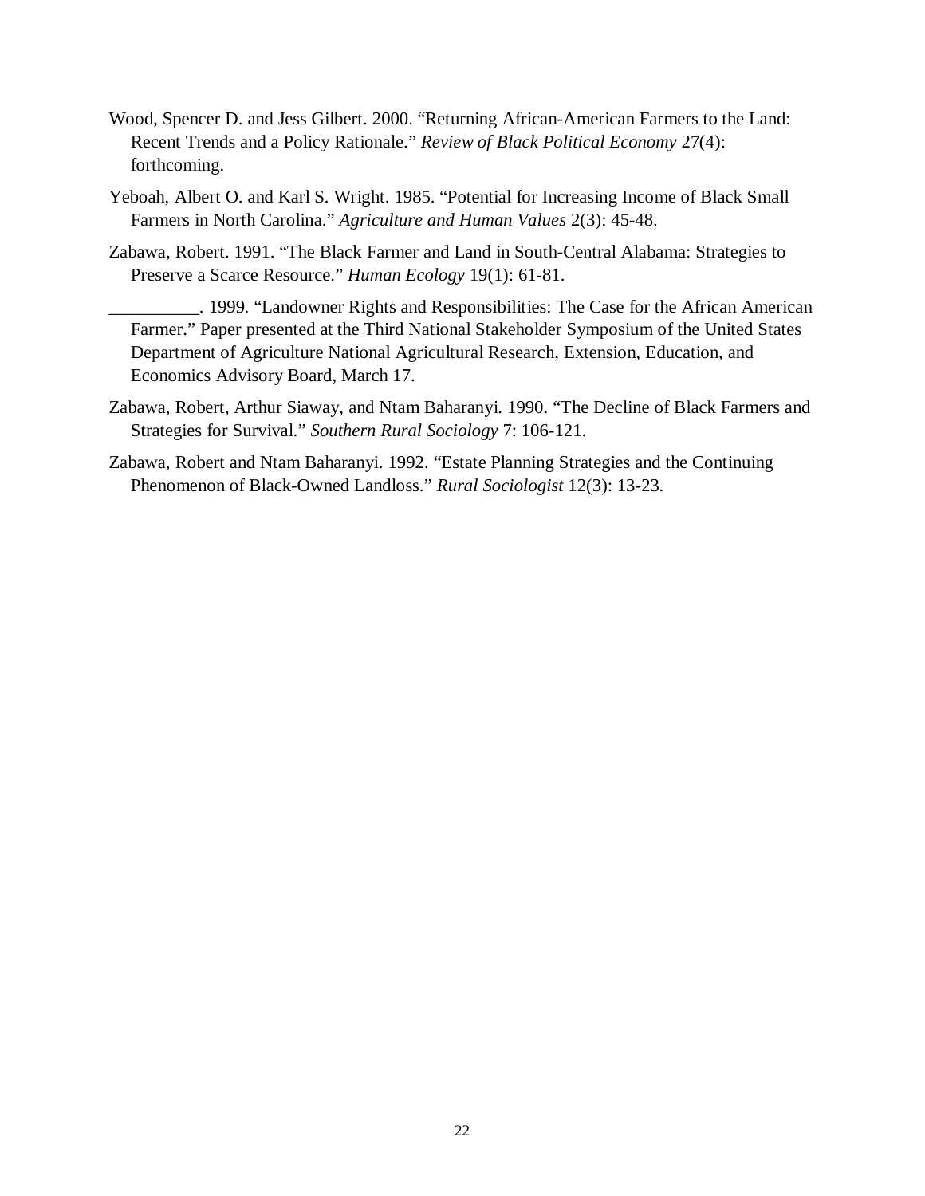Wood, Spencer D. and Jess Gilbert. 2000. "Returning African-American Farmers to the Land: Recent Trends and a Policy Rationale." *Review of Black Political Economy* 27(4): forthcoming.

Yeboah, Albert O. and Karl S. Wright. 1985. "Potential for Increasing Income of Black Small Farmers in North Carolina." *Agriculture and Human Values* 2(3): 45-48.

Zabawa, Robert. 1991. "The Black Farmer and Land in South-Central Alabama: Strategies to Preserve a Scarce Resource." *Human Ecology* 19(1): 61-81.

__________. 1999. "Landowner Rights and Responsibilities: The Case for the African American Farmer." Paper presented at the Third National Stakeholder Symposium of the United States Department of Agriculture National Agricultural Research, Extension, Education, and Economics Advisory Board, March 17.

Zabawa, Robert, Arthur Siaway, and Ntam Baharanyi. 1990. "The Decline of Black Farmers and Strategies for Survival." *Southern Rural Sociology* 7: 106-121.

Zabawa, Robert and Ntam Baharanyi. 1992. "Estate Planning Strategies and the Continuing Phenomenon of Black-Owned Landloss." *Rural Sociologist* 12(3): 13-23.